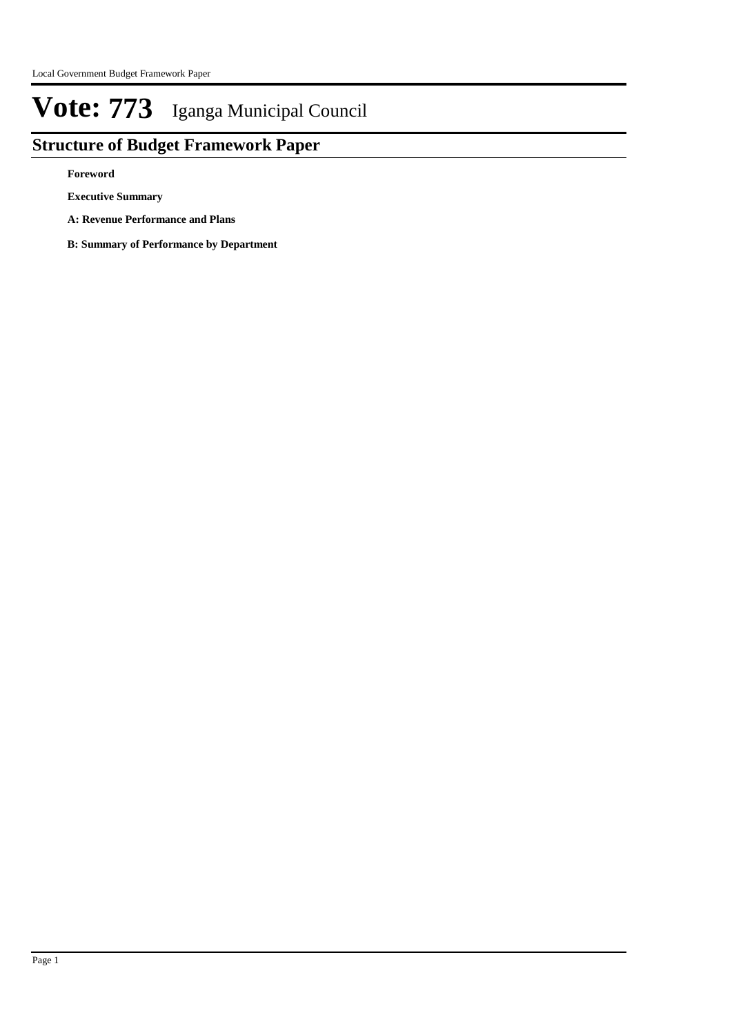# Vote: 773 Iganga Municipal Council

## Structure of Budget Framework Paper

**Foreword**

**Executive Summary**

**A: Revenue Performance and Plans**

**B: Summary of Performance by Department**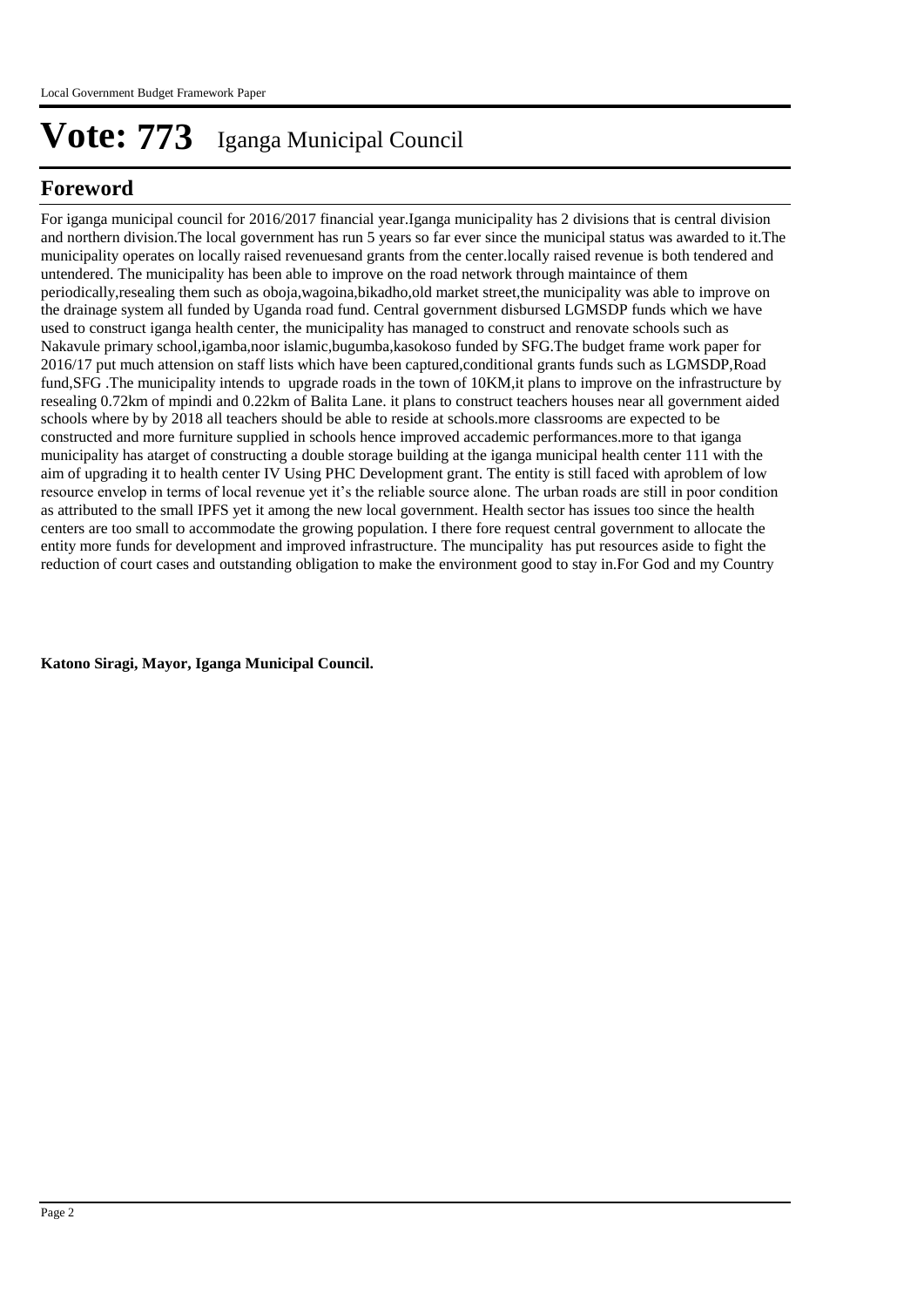# Vote: 773 Iganga Municipal Council

## Foreword

For iganga municipal council for 2016/2017 financial year.Iganga municipality has 2 divisions that is central division and northern division.The local government has run 5 years so far ever since the municipal status was awarded to it.The municipality operates on locally raised revenuesand grants from the center.locally raised revenue is both tendered and untendered. The municipality has been able to improve on the road network through maintaince of them periodically,resealing them such as oboja,wagoina,bikadho,old market street,the municipality was able to improve on the drainage system all funded by Uganda road fund. Central government disbursed LGMSDP funds which we have used to construct iganga health center, the municipality has managed to construct and renovate schools such as Nakavule primary school,igamba,noor islamic,bugumba,kasokoso funded by SFG.The budget frame work paper for 2016/17 put much attension on staff lists which have been captured,conditional grants funds such as LGMSDP,Road fund,SFG .The municipality intends to upgrade roads in the town of 10KM,it plans to improve on the infrastructure by resealing 0.72km of mpindi and 0.22km of Balita Lane. it plans to construct teachers houses near all government aided schools where by by 2018 all teachers should be able to reside at schools.more classrooms are expected to be constructed and more furniture supplied in schools hence improved accademic performances.more to that iganga municipality has atarget of constructing a double storage building at the iganga municipal health center 111 with the aim of upgrading it to health center IV Using PHC Development grant. The entity is still faced with aproblem of low resource envelop in terms of local revenue yet it's the reliable source alone. The urban roads are still in poor condition as attributed to the small IPFS yet it among the new local government. Health sector has issues too since the health centers are too small to accommodate the growing population. I there fore request central government to allocate the entity more funds for development and improved infrastructure. The muncipality has put resources aside to fight the reduction of court cases and outstanding obligation to make the environment good to stay in.For God and my Country

**Katono Siragi, Mayor, Iganga Municipal Council.**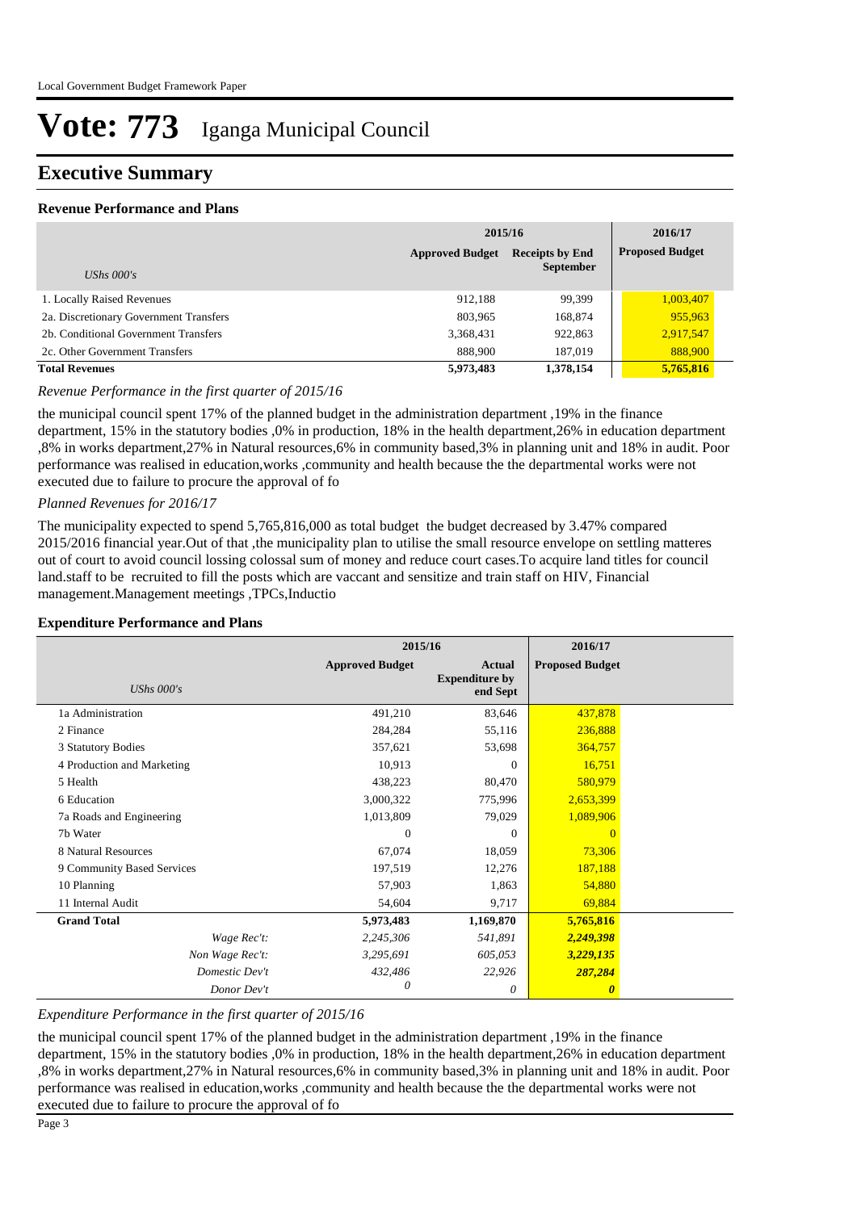# Vote: 773 Iganga Municipal Council

## Executive Summary

### Revenue Performance and Plans

| UShs 000's | 2015/16 Approved Budget | 2015/16 Receipts by End September | 2016/17 Proposed Budget |
|---|---|---|---|
| 1. Locally Raised Revenues | 912,188 | 99,399 | 1,003,407 |
| 2a. Discretionary Government Transfers | 803,965 | 168,874 | 955,963 |
| 2b. Conditional Government Transfers | 3,368,431 | 922,863 | 2,917,547 |
| 2c. Other Government Transfers | 888,900 | 187,019 | 888,900 |
| **Total Revenues** | **5,973,483** | **1,378,154** | **5,765,816** |

*Revenue Performance in the first quarter of 2015/16*

the municipal council spent 17% of the planned budget in the administration department ,19% in the finance department, 15% in the statutory bodies ,0% in production, 18% in the health department,26% in education department ,8% in works department,27% in Natural resources,6% in community based,3% in planning unit and 18% in audit. Poor performance was realised in education,works ,community and health because the the departmental works were not executed due to failure to procure the approval of fo

*Planned Revenues for 2016/17*

The municipality expected to spend 5,765,816,000 as total budget the budget decreased by 3.47% compared 2015/2016 financial year.Out of that ,the municipality plan to utilise the small resource envelope on settling matteres out of court to avoid council lossing colossal sum of money and reduce court cases.To acquire land titles for council land.staff to be recruited to fill the posts which are vaccant and sensitize and train staff on HIV, Financial management.Management meetings ,TPCs,Inductio

### Expenditure Performance and Plans

| UShs 000's | 2015/16 Approved Budget | 2015/16 Actual Expenditure by end Sept | 2016/17 Proposed Budget |
|---|---|---|---|
| 1a Administration | 491,210 | 83,646 | 437,878 |
| 2 Finance | 284,284 | 55,116 | 236,888 |
| 3 Statutory Bodies | 357,621 | 53,698 | 364,757 |
| 4 Production and Marketing | 10,913 | 0 | 16,751 |
| 5 Health | 438,223 | 80,470 | 580,979 |
| 6 Education | 3,000,322 | 775,996 | 2,653,399 |
| 7a Roads and Engineering | 1,013,809 | 79,029 | 1,089,906 |
| 7b Water | 0 | 0 | 0 |
| 8 Natural Resources | 67,074 | 18,059 | 73,306 |
| 9 Community Based Services | 197,519 | 12,276 | 187,188 |
| 10 Planning | 57,903 | 1,863 | 54,880 |
| 11 Internal Audit | 54,604 | 9,717 | 69,884 |
| **Grand Total** | **5,973,483** | **1,169,870** | **5,765,816** |
| *Wage Rec't:* | *2,245,306* | *541,891* | ***2,249,398*** |
| *Non Wage Rec't:* | *3,295,691* | *605,053* | ***3,229,135*** |
| *Domestic Dev't* | *432,486* | *22,926* | ***287,284*** |
| *Donor Dev't* | *0* | *0* | ***0*** |

*Expenditure Performance in the first quarter of 2015/16*

the municipal council spent 17% of the planned budget in the administration department ,19% in the finance department, 15% in the statutory bodies ,0% in production, 18% in the health department,26% in education department ,8% in works department,27% in Natural resources,6% in community based,3% in planning unit and 18% in audit. Poor performance was realised in education,works ,community and health because the the departmental works were not executed due to failure to procure the approval of fo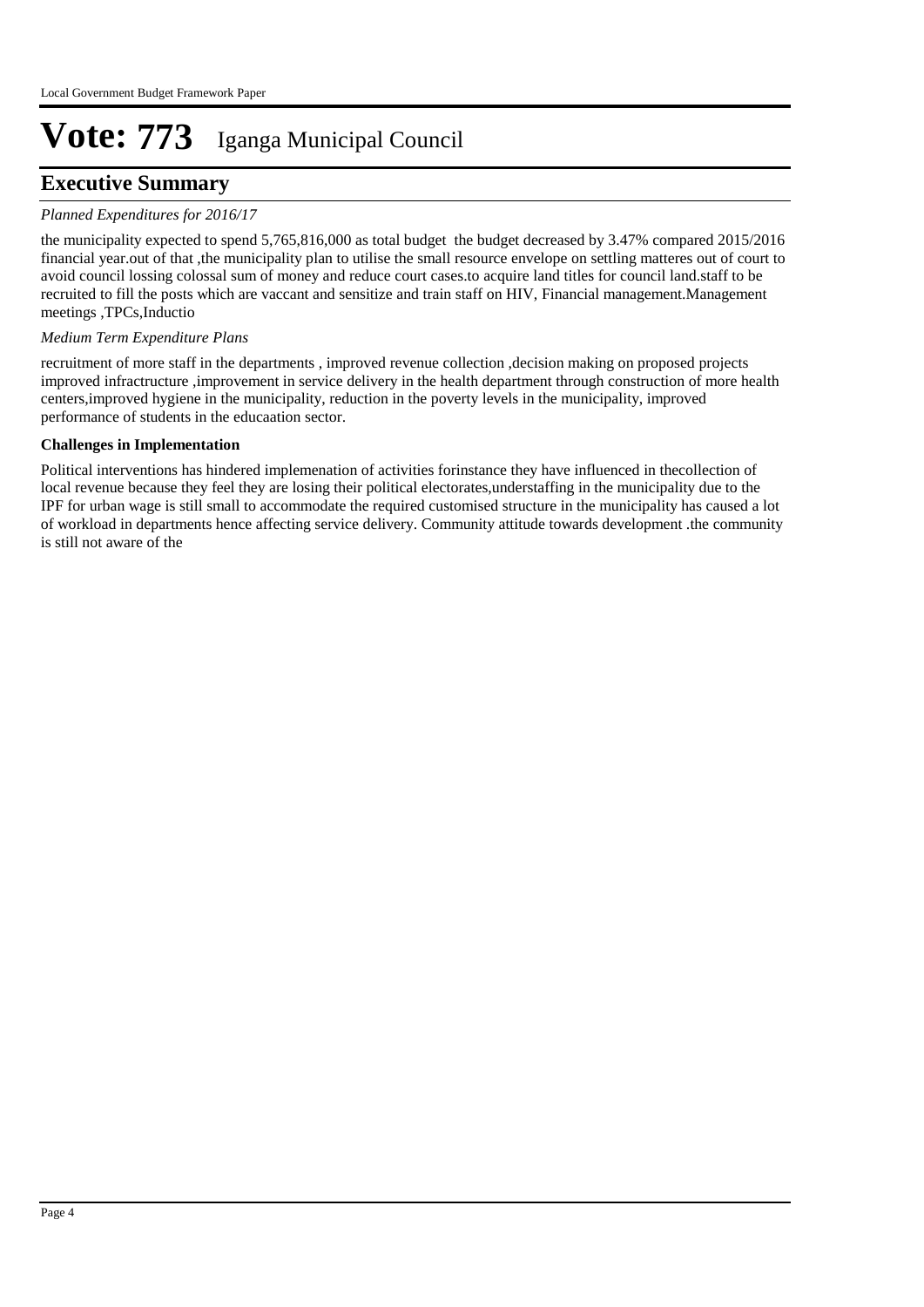# Vote: 773 Iganga Municipal Council

## Executive Summary

*Planned Expenditures for 2016/17*

the municipality expected to spend 5,765,816,000 as total budget the budget decreased by 3.47% compared 2015/2016 financial year.out of that ,the municipality plan to utilise the small resource envelope on settling matteres out of court to avoid council lossing colossal sum of money and reduce court cases.to acquire land titles for council land.staff to be recruited to fill the posts which are vaccant and sensitize and train staff on HIV, Financial management.Management meetings ,TPCs,Inductio

*Medium Term Expenditure Plans*

recruitment of more staff in the departments , improved revenue collection ,decision making on proposed projects improved infractructure ,improvement in service delivery in the health department through construction of more health centers,improved hygiene in the municipality, reduction in the poverty levels in the municipality, improved performance of students in the educaation sector.

**Challenges in Implementation**

Political interventions has hindered implemenation of activities forinstance they have influenced in thecollection of local revenue because they feel they are losing their political electorates,understaffing in the municipality due to the IPF for urban wage is still small to accommodate the required customised structure in the municipality has caused a lot of workload in departments hence affecting service delivery. Community attitude towards development .the community is still not aware of the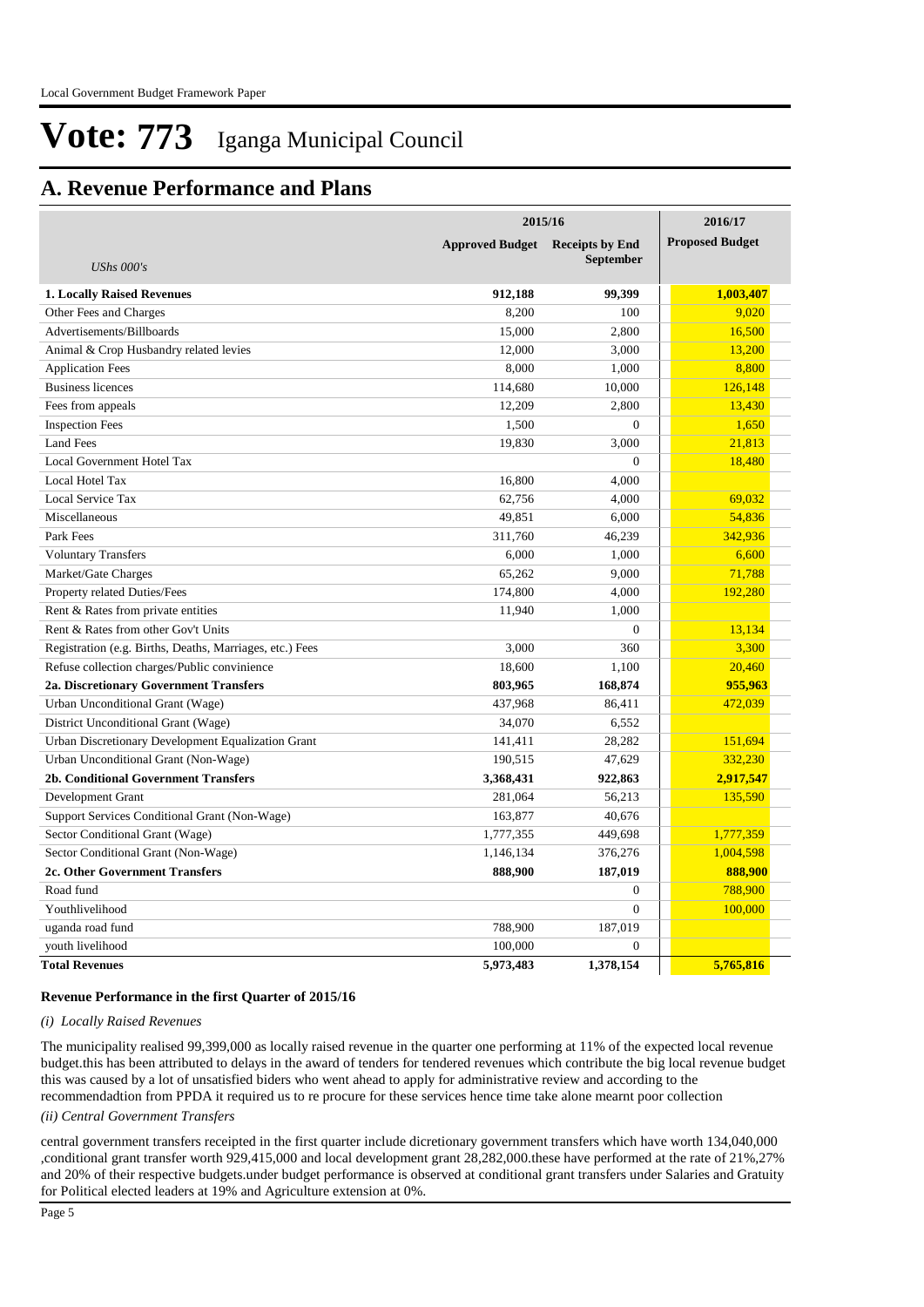# Vote: 773 Iganga Municipal Council

## A. Revenue Performance and Plans

| UShs 000's | 2015/16 Approved Budget | 2015/16 Receipts by End September | 2016/17 Proposed Budget |
|---|---|---|---|
| **1. Locally Raised Revenues** | **912,188** | **99,399** | **1,003,407** |
| Other Fees and Charges | 8,200 | 100 | 9,020 |
| Advertisements/Billboards | 15,000 | 2,800 | 16,500 |
| Animal & Crop Husbandry related levies | 12,000 | 3,000 | 13,200 |
| Application Fees | 8,000 | 1,000 | 8,800 |
| Business licences | 114,680 | 10,000 | 126,148 |
| Fees from appeals | 12,209 | 2,800 | 13,430 |
| Inspection Fees | 1,500 | 0 | 1,650 |
| Land Fees | 19,830 | 3,000 | 21,813 |
| Local Government Hotel Tax | | 0 | 18,480 |
| Local Hotel Tax | 16,800 | 4,000 | |
| Local Service Tax | 62,756 | 4,000 | 69,032 |
| Miscellaneous | 49,851 | 6,000 | 54,836 |
| Park Fees | 311,760 | 46,239 | 342,936 |
| Voluntary Transfers | 6,000 | 1,000 | 6,600 |
| Market/Gate Charges | 65,262 | 9,000 | 71,788 |
| Property related Duties/Fees | 174,800 | 4,000 | 192,280 |
| Rent & Rates from private entities | 11,940 | 1,000 | |
| Rent & Rates from other Gov't Units | | 0 | 13,134 |
| Registration (e.g. Births, Deaths, Marriages, etc.) Fees | 3,000 | 360 | 3,300 |
| Refuse collection charges/Public convinience | 18,600 | 1,100 | 20,460 |
| **2a. Discretionary Government Transfers** | **803,965** | **168,874** | **955,963** |
| Urban Unconditional Grant (Wage) | 437,968 | 86,411 | 472,039 |
| District Unconditional Grant (Wage) | 34,070 | 6,552 | |
| Urban Discretionary Development Equalization Grant | 141,411 | 28,282 | 151,694 |
| Urban Unconditional Grant (Non-Wage) | 190,515 | 47,629 | 332,230 |
| **2b. Conditional Government Transfers** | **3,368,431** | **922,863** | **2,917,547** |
| Development Grant | 281,064 | 56,213 | 135,590 |
| Support Services Conditional Grant (Non-Wage) | 163,877 | 40,676 | |
| Sector Conditional Grant (Wage) | 1,777,355 | 449,698 | 1,777,359 |
| Sector Conditional Grant (Non-Wage) | 1,146,134 | 376,276 | 1,004,598 |
| **2c. Other Government Transfers** | **888,900** | **187,019** | **888,900** |
| Road fund | | 0 | 788,900 |
| Youthlivelihood | | 0 | 100,000 |
| uganda road fund | 788,900 | 187,019 | |
| youth livelihood | 100,000 | 0 | |
| **Total Revenues** | **5,973,483** | **1,378,154** | **5,765,816** |

**Revenue Performance in the first Quarter of 2015/16**

*(i) Locally Raised Revenues*

The municipality realised 99,399,000 as locally raised revenue in the quarter one performing at 11% of the expected local revenue budget.this has been attributed to delays in the award of tenders for tendered revenues which contribute the big local revenue budget this was caused by a lot of unsatisfied biders who went ahead to apply for administrative review and according to the recommendadtion from PPDA it required us to re procure for these services hence time take alone mearnt poor collection

*(ii) Central Government Transfers*

central government transfers receipted in the first quarter include dicretionary government transfers which have worth 134,040,000 ,conditional grant transfer worth 929,415,000 and local development grant 28,282,000.these have performed at the rate of 21%,27% and 20% of their respective budgets.under budget performance is observed at conditional grant transfers under Salaries and Gratuity for Political elected leaders at 19% and Agriculture extension at 0%.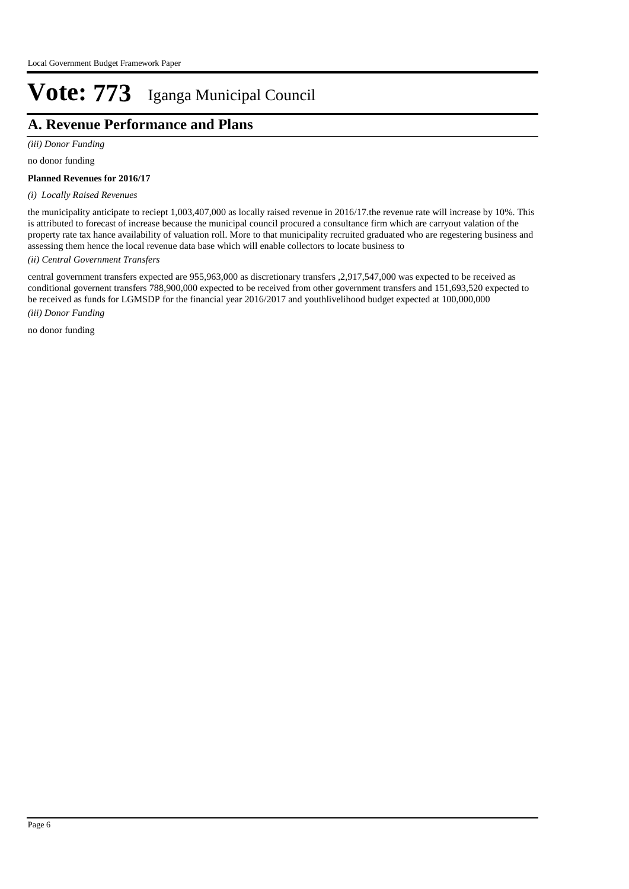# Vote: 773 Iganga Municipal Council

## A. Revenue Performance and Plans

*(iii) Donor Funding*

no donor funding

**Planned Revenues for 2016/17**

*(i) Locally Raised Revenues*

the municipality anticipate to reciept 1,003,407,000 as locally raised revenue in 2016/17.the revenue rate will increase by 10%. This is attributed to forecast of increase because the municipal council procured a consultance firm which are carryout valation of the property rate tax hance availability of valuation roll. More to that municipality recruited graduated who are regestering business and assessing them hence the local revenue data base which will enable collectors to locate business to

*(ii) Central Government Transfers*

central government transfers expected are 955,963,000 as discretionary transfers ,2,917,547,000 was expected to be received as conditional governent transfers 788,900,000 expected to be received from other government transfers and 151,693,520 expected to be received as funds for LGMSDP for the financial year 2016/2017 and youthlivelihood budget expected at 100,000,000

*(iii) Donor Funding*

no donor funding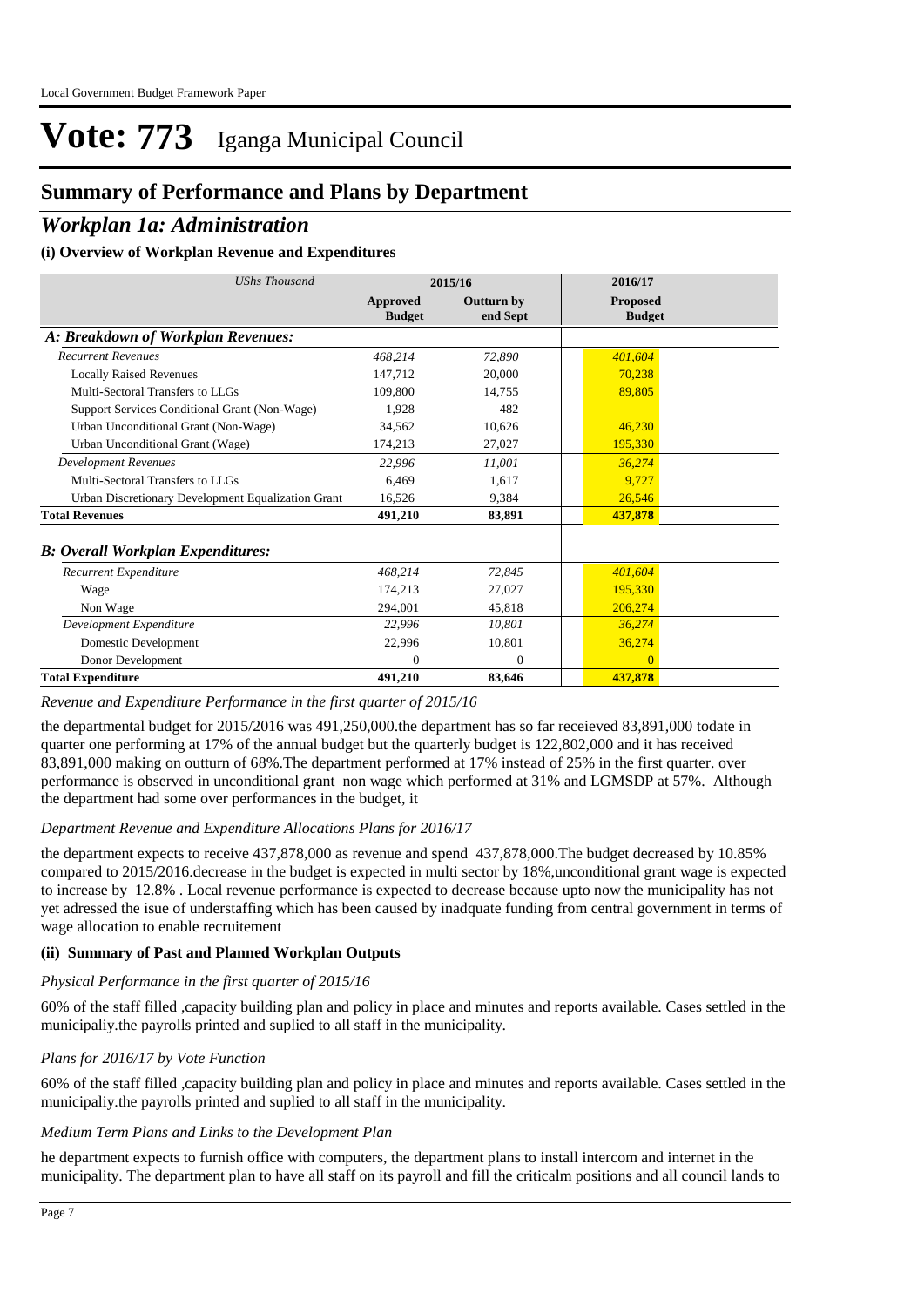# Vote: 773 Iganga Municipal Council

## Summary of Performance and Plans by Department

### *Workplan 1a: Administration*

**(i) Overview of Workplan Revenue and Expenditures**

| *UShs Thousand* | 2015/16 | | 2016/17 |
|---|---|---|---|
| | **Approved Budget** | **Outturn by end Sept** | **Proposed Budget** |
| ***A: Breakdown of Workplan Revenues:*** | | | |
| *Recurrent Revenues* | *468,214* | *72,890* | *401,604* |
| Locally Raised Revenues | 147,712 | 20,000 | 70,238 |
| Multi-Sectoral Transfers to LLGs | 109,800 | 14,755 | 89,805 |
| Support Services Conditional Grant (Non-Wage) | 1,928 | 482 | |
| Urban Unconditional Grant (Non-Wage) | 34,562 | 10,626 | 46,230 |
| Urban Unconditional Grant (Wage) | 174,213 | 27,027 | 195,330 |
| *Development Revenues* | *22,996* | *11,001* | *36,274* |
| Multi-Sectoral Transfers to LLGs | 6,469 | 1,617 | 9,727 |
| Urban Discretionary Development Equalization Grant | 16,526 | 9,384 | 26,546 |
| **Total Revenues** | **491,210** | **83,891** | **437,878** |
| ***B: Overall Workplan Expenditures:*** | | | |
| *Recurrent Expenditure* | *468,214* | *72,845* | *401,604* |
| Wage | 174,213 | 27,027 | 195,330 |
| Non Wage | 294,001 | 45,818 | 206,274 |
| *Development Expenditure* | *22,996* | *10,801* | *36,274* |
| Domestic Development | 22,996 | 10,801 | 36,274 |
| Donor Development | 0 | 0 | 0 |
| **Total Expenditure** | **491,210** | **83,646** | **437,878** |

*Revenue and Expenditure Performance in the first quarter of 2015/16*

the departmental budget for 2015/2016 was 491,250,000.the department has so far receieved 83,891,000 todate in quarter one performing at 17% of the annual budget but the quarterly budget is 122,802,000 and it has received 83,891,000 making on outturn of 68%.The department performed at 17% instead of 25% in the first quarter. over performance is observed in unconditional grant non wage which performed at 31% and LGMSDP at 57%. Although the department had some over performances in the budget, it

*Department Revenue and Expenditure Allocations Plans for 2016/17*

the department expects to receive 437,878,000 as revenue and spend 437,878,000.The budget decreased by 10.85% compared to 2015/2016.decrease in the budget is expected in multi sector by 18%,unconditional grant wage is expected to increase by 12.8% . Local revenue performance is expected to decrease because upto now the municipality has not yet adressed the isue of understaffing which has been caused by inadquate funding from central government in terms of wage allocation to enable recruitement

**(ii) Summary of Past and Planned Workplan Outputs**

*Physical Performance in the first quarter of 2015/16*

60% of the staff filled ,capacity building plan and policy in place and minutes and reports available. Cases settled in the municipaliy.the payrolls printed and suplied to all staff in the municipality.

*Plans for 2016/17 by Vote Function*

60% of the staff filled ,capacity building plan and policy in place and minutes and reports available. Cases settled in the municipaliy.the payrolls printed and suplied to all staff in the municipality.

*Medium Term Plans and Links to the Development Plan*

he department expects to furnish office with computers, the department plans to install intercom and internet in the municipality. The department plan to have all staff on its payroll and fill the criticalm positions and all council lands to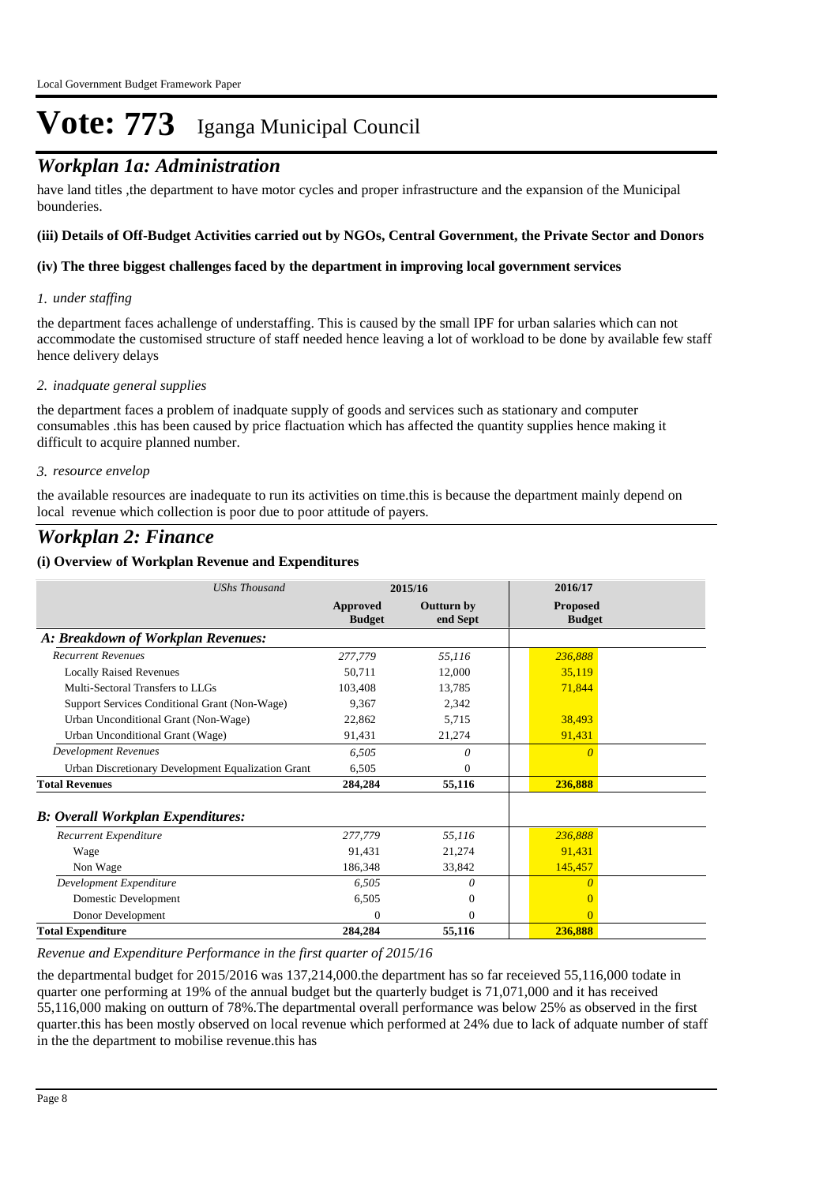# Vote: 773 Iganga Municipal Council

## Workplan 1a: Administration

have land titles ,the department to have motor cycles and proper infrastructure and the expansion of the Municipal bounderies.

**(iii) Details of Off-Budget Activities carried out by NGOs, Central Government, the Private Sector and Donors**

**(iv) The three biggest challenges faced by the department in improving local government services**

*1. under staffing*

the department faces achallenge of understaffing. This is caused by the small IPF for urban salaries which can not accommodate the customised structure of staff needed hence leaving a lot of workload to be done by available few staff hence delivery delays

*2. inadquate general supplies*

the department faces a problem of inadquate supply of goods and services such as stationary and computer consumables .this has been caused by price flactuation which has affected the quantity supplies hence making it difficult to acquire planned number.

*3. resource envelop*

the available resources are inadequate to run its activities on time.this is because the department mainly depend on local revenue which collection is poor due to poor attitude of payers.

## Workplan 2: Finance

**(i) Overview of Workplan Revenue and Expenditures**

| *UShs Thousand* | 2015/16 | | 2016/17 |
|---|---|---|---|
| | **Approved Budget** | **Outturn by end Sept** | **Proposed Budget** |
| ***A: Breakdown of Workplan Revenues:*** | | | |
| *Recurrent Revenues* | *277,779* | *55,116* | *236,888* |
| Locally Raised Revenues | 50,711 | 12,000 | 35,119 |
| Multi-Sectoral Transfers to LLGs | 103,408 | 13,785 | 71,844 |
| Support Services Conditional Grant (Non-Wage) | 9,367 | 2,342 | |
| Urban Unconditional Grant (Non-Wage) | 22,862 | 5,715 | 38,493 |
| Urban Unconditional Grant (Wage) | 91,431 | 21,274 | 91,431 |
| *Development Revenues* | *6,505* | *0* | *0* |
| Urban Discretionary Development Equalization Grant | 6,505 | 0 | |
| **Total Revenues** | **284,284** | **55,116** | **236,888** |
| ***B: Overall Workplan Expenditures:*** | | | |
| *Recurrent Expenditure* | *277,779* | *55,116* | *236,888* |
| Wage | 91,431 | 21,274 | 91,431 |
| Non Wage | 186,348 | 33,842 | 145,457 |
| *Development Expenditure* | *6,505* | *0* | *0* |
| Domestic Development | 6,505 | 0 | 0 |
| Donor Development | 0 | 0 | 0 |
| **Total Expenditure** | **284,284** | **55,116** | **236,888** |

*Revenue and Expenditure Performance in the first quarter of 2015/16*

the departmental budget for 2015/2016 was 137,214,000.the department has so far receieved 55,116,000 todate in quarter one performing at 19% of the annual budget but the quarterly budget is 71,071,000 and it has received 55,116,000 making on outturn of 78%.The departmental overall performance was below 25% as observed in the first quarter.this has been mostly observed on local revenue which performed at 24% due to lack of adquate number of staff in the the department to mobilise revenue.this has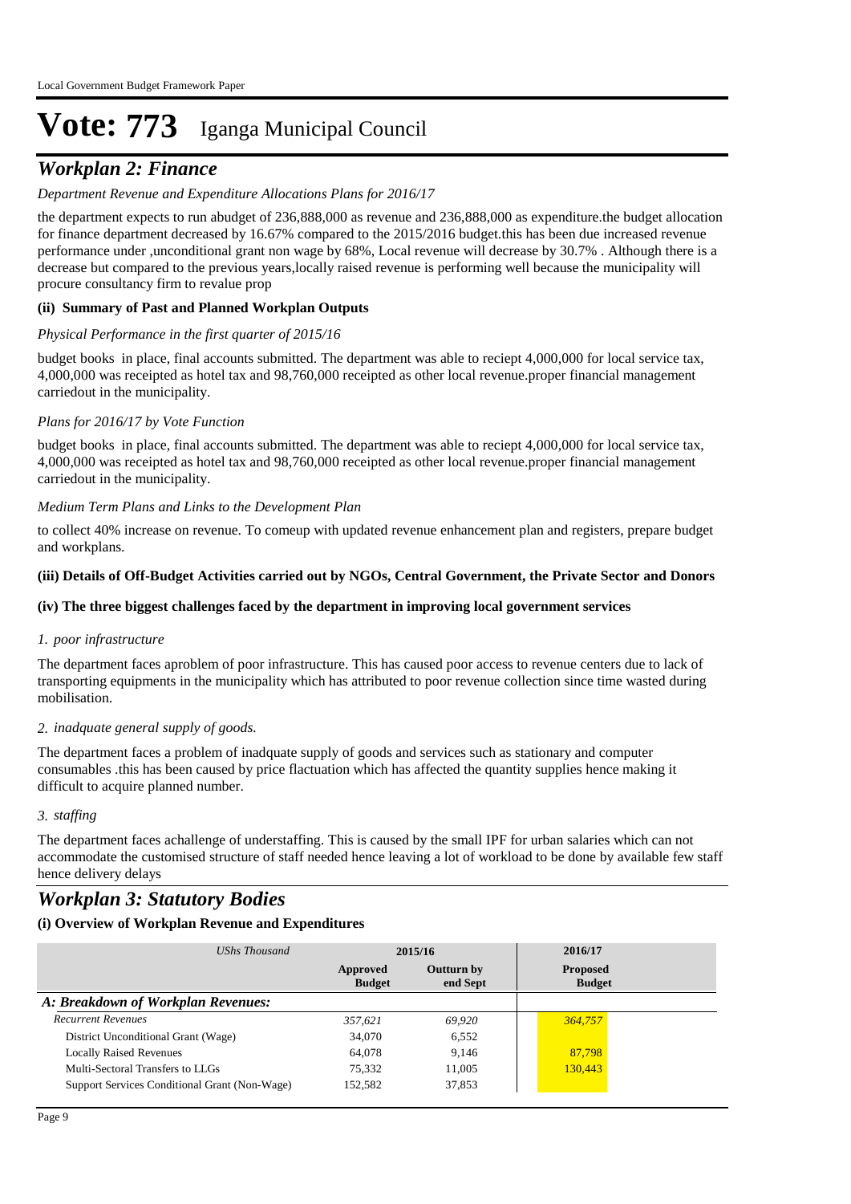# Vote: 773 Iganga Municipal Council

## *Workplan 2: Finance*

*Department Revenue and Expenditure Allocations Plans for 2016/17*

the department expects to run abudget of 236,888,000 as revenue and 236,888,000 as expenditure.the budget allocation for finance department decreased by 16.67% compared to the 2015/2016 budget.this has been due increased revenue performance under ,unconditional grant non wage by 68%, Local revenue will decrease by 30.7% . Although there is a decrease but compared to the previous years,locally raised revenue is performing well because the municipality will procure consultancy firm to revalue prop

**(ii) Summary of Past and Planned Workplan Outputs**

*Physical Performance in the first quarter of 2015/16*

budget books in place, final accounts submitted. The department was able to reciept 4,000,000 for local service tax, 4,000,000 was receipted as hotel tax and 98,760,000 receipted as other local revenue.proper financial management carriedout in the municipality.

*Plans for 2016/17 by Vote Function*

budget books in place, final accounts submitted. The department was able to reciept 4,000,000 for local service tax, 4,000,000 was receipted as hotel tax and 98,760,000 receipted as other local revenue.proper financial management carriedout in the municipality.

*Medium Term Plans and Links to the Development Plan*

to collect 40% increase on revenue. To comeup with updated revenue enhancement plan and registers, prepare budget and workplans.

**(iii) Details of Off-Budget Activities carried out by NGOs, Central Government, the Private Sector and Donors**

**(iv) The three biggest challenges faced by the department in improving local government services**

*1. poor infrastructure*

The department faces aproblem of poor infrastructure. This has caused poor access to revenue centers due to lack of transporting equipments in the municipality which has attributed to poor revenue collection since time wasted during mobilisation.

*2. inadquate general supply of goods.*

The department faces a problem of inadquate supply of goods and services such as stationary and computer consumables .this has been caused by price flactuation which has affected the quantity supplies hence making it difficult to acquire planned number.

*3. staffing*

The department faces achallenge of understaffing. This is caused by the small IPF for urban salaries which can not accommodate the customised structure of staff needed hence leaving a lot of workload to be done by available few staff hence delivery delays

## *Workplan 3: Statutory Bodies*

**(i) Overview of Workplan Revenue and Expenditures**

| *UShs Thousand* | 2015/16 | | 2016/17 |
|---|---|---|---|
| | **Approved Budget** | **Outturn by end Sept** | **Proposed Budget** |
| ***A: Breakdown of Workplan Revenues:*** | | | |
| *Recurrent Revenues* | *357,621* | *69,920* | *364,757* |
| District Unconditional Grant (Wage) | 34,070 | 6,552 | |
| Locally Raised Revenues | 64,078 | 9,146 | 87,798 |
| Multi-Sectoral Transfers to LLGs | 75,332 | 11,005 | 130,443 |
| Support Services Conditional Grant (Non-Wage) | 152,582 | 37,853 | |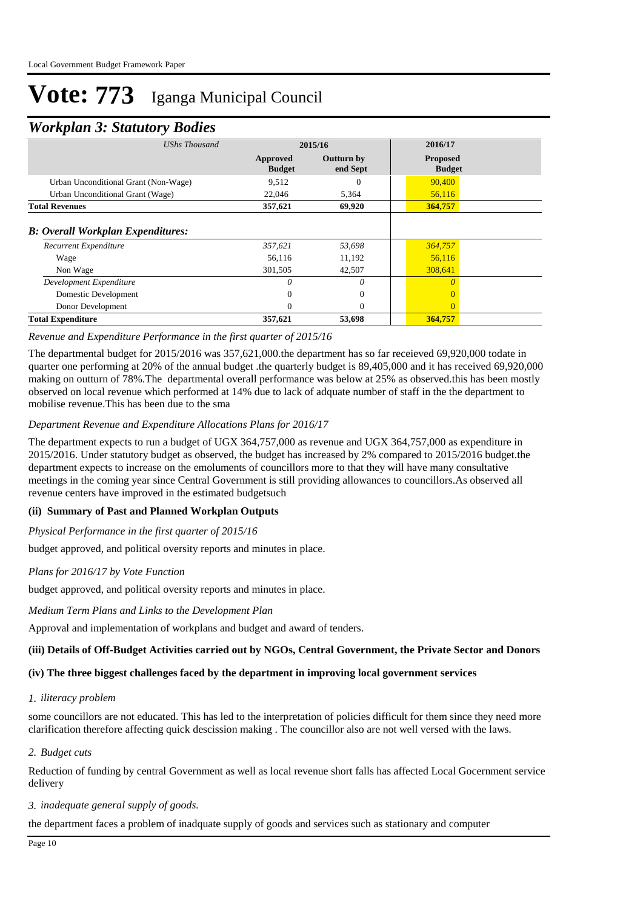# Vote: 773 Iganga Municipal Council

## *Workplan 3: Statutory Bodies*

| *UShs Thousand* | 2015/16 | | 2016/17 |
|---|---|---|---|
| | **Approved Budget** | **Outturn by end Sept** | **Proposed Budget** |
| Urban Unconditional Grant (Non-Wage) | 9,512 | 0 | 90,400 |
| Urban Unconditional Grant (Wage) | 22,046 | 5,364 | 56,116 |
| **Total Revenues** | **357,621** | **69,920** | **364,757** |
| ***B: Overall Workplan Expenditures:*** | | | |
| *Recurrent Expenditure* | *357,621* | *53,698* | *364,757* |
| Wage | 56,116 | 11,192 | 56,116 |
| Non Wage | 301,505 | 42,507 | 308,641 |
| *Development Expenditure* | *0* | *0* | *0* |
| Domestic Development | 0 | 0 | 0 |
| Donor Development | 0 | 0 | 0 |
| **Total Expenditure** | **357,621** | **53,698** | **364,757** |

*Revenue and Expenditure Performance in the first quarter of 2015/16*

The departmental budget for 2015/2016 was 357,621,000.the department has so far receieved 69,920,000 todate in quarter one performing at 20% of the annual budget .the quarterly budget is 89,405,000 and it has received 69,920,000 making on outturn of 78%.The departmental overall performance was below at 25% as observed.this has been mostly observed on local revenue which performed at 14% due to lack of adquate number of staff in the the department to mobilise revenue.This has been due to the sma

*Department Revenue and Expenditure Allocations Plans for 2016/17*

The department expects to run a budget of UGX 364,757,000 as revenue and UGX 364,757,000 as expenditure in 2015/2016. Under statutory budget as observed, the budget has increased by 2% compared to 2015/2016 budget.the department expects to increase on the emoluments of councillors more to that they will have many consultative meetings in the coming year since Central Government is still providing allowances to councillors.As observed all revenue centers have improved in the estimated budgetsuch

### (ii) Summary of Past and Planned Workplan Outputs

*Physical Performance in the first quarter of 2015/16*

budget approved, and political oversity reports and minutes in place.

*Plans for 2016/17 by Vote Function*

budget approved, and political oversity reports and minutes in place.

*Medium Term Plans and Links to the Development Plan*

Approval and implementation of workplans and budget and award of tenders.

### (iii) Details of Off-Budget Activities carried out by NGOs, Central Government, the Private Sector and Donors

### (iv) The three biggest challenges faced by the department in improving local government services

*1. iliteracy problem*

some councillors are not educated. This has led to the interpretation of policies difficult for them since they need more clarification therefore affecting quick descission making . The councillor also are not well versed with the laws.

*2. Budget cuts*

Reduction of funding by central Government as well as local revenue short falls has affected Local Gocernment service delivery

*3. inadequate general supply of goods.*

the department faces a problem of inadquate supply of goods and services such as stationary and computer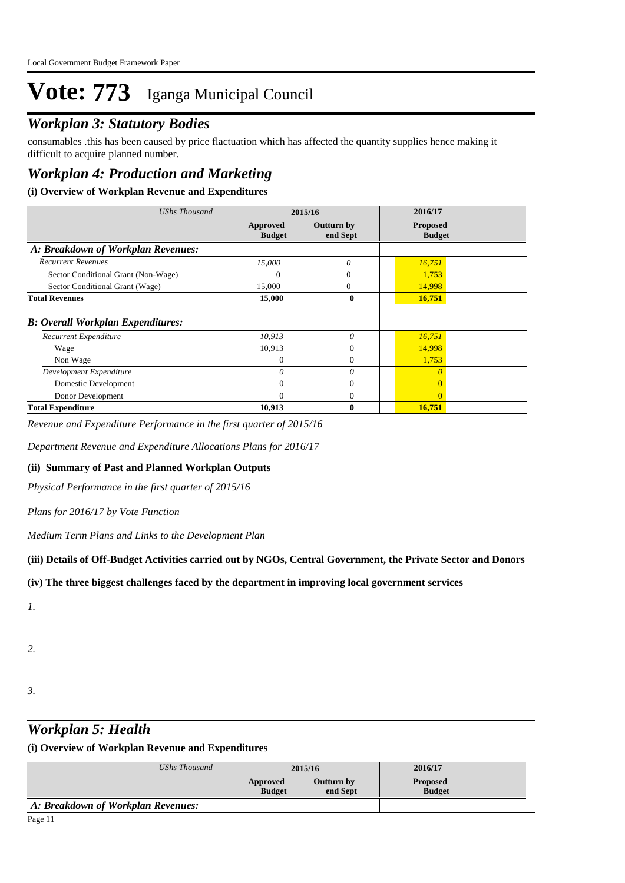# Vote: 773 Iganga Municipal Council

## Workplan 3: Statutory Bodies

consumables .this has been caused by price flactuation which has affected the quantity supplies hence making it difficult to acquire planned number.

## Workplan 4: Production and Marketing

### (i) Overview of Workplan Revenue and Expenditures

| *UShs Thousand* | 2015/16 | | 2016/17 |
|---|---|---|---|
| | **Approved Budget** | **Outturn by end Sept** | **Proposed Budget** |
| ***A: Breakdown of Workplan Revenues:*** | | | |
| *Recurrent Revenues* | *15,000* | *0* | *16,751* |
| Sector Conditional Grant (Non-Wage) | 0 | 0 | 1,753 |
| Sector Conditional Grant (Wage) | 15,000 | 0 | 14,998 |
| **Total Revenues** | **15,000** | **0** | **16,751** |
| ***B: Overall Workplan Expenditures:*** | | | |
| *Recurrent Expenditure* | *10,913* | *0* | *16,751* |
| Wage | 10,913 | 0 | 14,998 |
| Non Wage | 0 | 0 | 1,753 |
| *Development Expenditure* | *0* | *0* | *0* |
| Domestic Development | 0 | 0 | 0 |
| Donor Development | 0 | 0 | 0 |
| **Total Expenditure** | **10,913** | **0** | **16,751** |

*Revenue and Expenditure Performance in the first quarter of 2015/16*

*Department Revenue and Expenditure Allocations Plans for 2016/17*

### (ii) Summary of Past and Planned Workplan Outputs

*Physical Performance in the first quarter of 2015/16*

*Plans for 2016/17 by Vote Function*

*Medium Term Plans and Links to the Development Plan*

### (iii) Details of Off-Budget Activities carried out by NGOs, Central Government, the Private Sector and Donors

### (iv) The three biggest challenges faced by the department in improving local government services

*1.*

*2.*

*3.*

## Workplan 5: Health

### (i) Overview of Workplan Revenue and Expenditures

| *UShs Thousand* | 2015/16 | | 2016/17 |
|---|---|---|---|
| | **Approved Budget** | **Outturn by end Sept** | **Proposed Budget** |
| ***A: Breakdown of Workplan Revenues:*** | | | |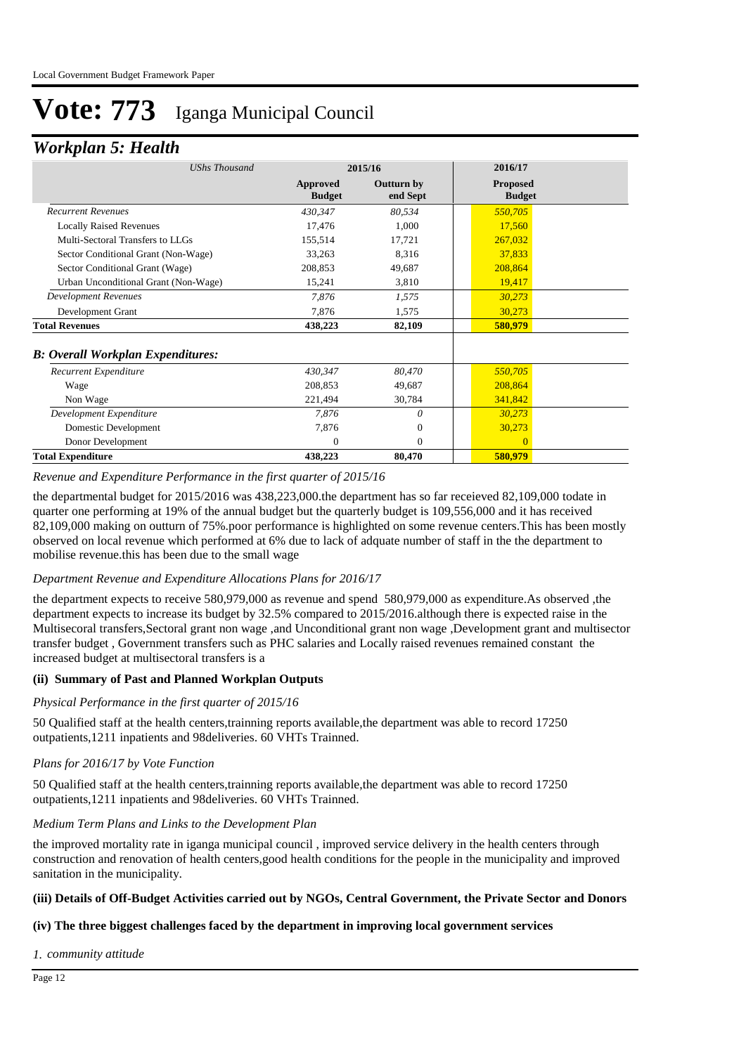# Vote: 773 Iganga Municipal Council

## *Workplan 5: Health*

| *UShs Thousand* | 2015/16 | | 2016/17 |
|---|---|---|---|
| | **Approved Budget** | **Outturn by end Sept** | **Proposed Budget** |
| *Recurrent Revenues* | *430,347* | *80,534* | *550,705* |
| Locally Raised Revenues | 17,476 | 1,000 | 17,560 |
| Multi-Sectoral Transfers to LLGs | 155,514 | 17,721 | 267,032 |
| Sector Conditional Grant (Non-Wage) | 33,263 | 8,316 | 37,833 |
| Sector Conditional Grant (Wage) | 208,853 | 49,687 | 208,864 |
| Urban Unconditional Grant (Non-Wage) | 15,241 | 3,810 | 19,417 |
| *Development Revenues* | *7,876* | *1,575* | *30,273* |
| Development Grant | 7,876 | 1,575 | 30,273 |
| **Total Revenues** | **438,223** | **82,109** | **580,979** |
| ***B: Overall Workplan Expenditures:*** | | | |
| *Recurrent Expenditure* | *430,347* | *80,470* | *550,705* |
| Wage | 208,853 | 49,687 | 208,864 |
| Non Wage | 221,494 | 30,784 | 341,842 |
| *Development Expenditure* | *7,876* | *0* | *30,273* |
| Domestic Development | 7,876 | 0 | 30,273 |
| Donor Development | 0 | 0 | 0 |
| **Total Expenditure** | **438,223** | **80,470** | **580,979** |

*Revenue and Expenditure Performance in the first quarter of 2015/16*

the departmental budget for 2015/2016 was 438,223,000.the department has so far receieved 82,109,000 todate in quarter one performing at 19% of the annual budget but the quarterly budget is 109,556,000 and it has received 82,109,000 making on outturn of 75%.poor performance is highlighted on some revenue centers.This has been mostly observed on local revenue which performed at 6% due to lack of adquate number of staff in the the department to mobilise revenue.this has been due to the small wage

*Department Revenue and Expenditure Allocations Plans for 2016/17*

the department expects to receive 580,979,000 as revenue and spend 580,979,000 as expenditure.As observed ,the department expects to increase its budget by 32.5% compared to 2015/2016.although there is expected raise in the Multisecoral transfers,Sectoral grant non wage ,and Unconditional grant non wage ,Development grant and multisector transfer budget , Government transfers such as PHC salaries and Locally raised revenues remained constant the increased budget at multisectoral transfers is a

**(ii) Summary of Past and Planned Workplan Outputs**

*Physical Performance in the first quarter of 2015/16*

50 Qualified staff at the health centers,trainning reports available,the department was able to record 17250 outpatients,1211 inpatients and 98deliveries. 60 VHTs Trainned.

*Plans for 2016/17 by Vote Function*

50 Qualified staff at the health centers,trainning reports available,the department was able to record 17250 outpatients,1211 inpatients and 98deliveries. 60 VHTs Trainned.

*Medium Term Plans and Links to the Development Plan*

the improved mortality rate in iganga municipal council , improved service delivery in the health centers through construction and renovation of health centers,good health conditions for the people in the municipality and improved sanitation in the municipality.

**(iii) Details of Off-Budget Activities carried out by NGOs, Central Government, the Private Sector and Donors**

**(iv) The three biggest challenges faced by the department in improving local government services**

1. *community attitude*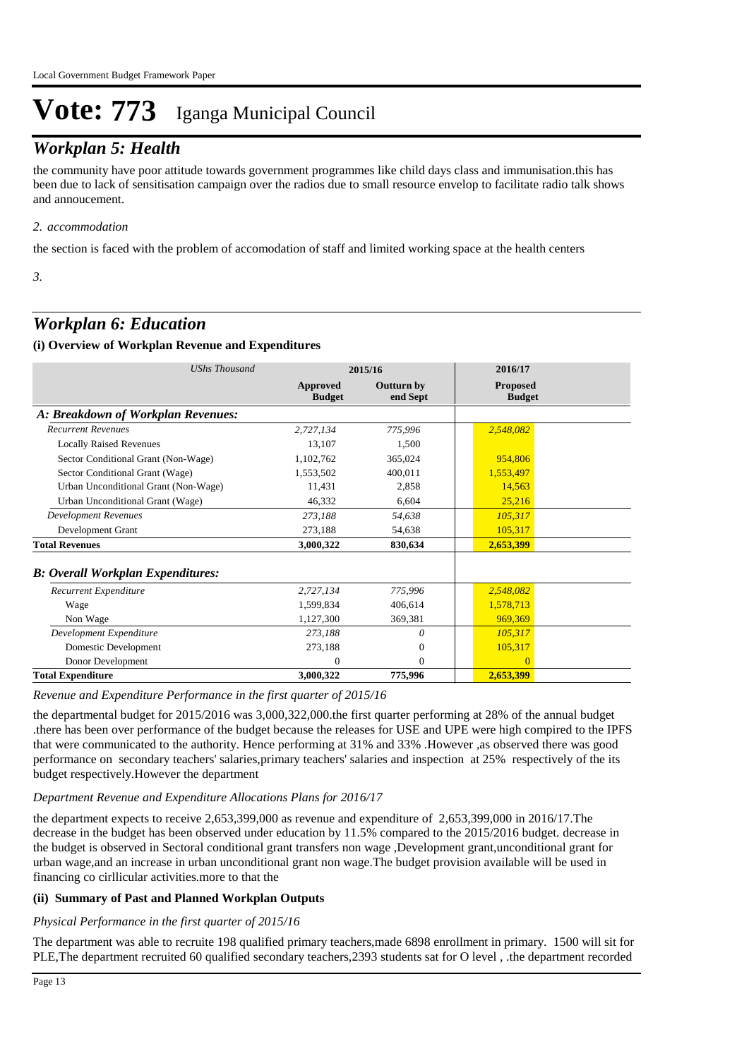# Vote: 773 Iganga Municipal Council

## *Workplan 5: Health*

the community have poor attitude towards government programmes like child days class and immunisation.this has been due to lack of sensitisation campaign over the radios due to small resource envelop to facilitate radio talk shows and annoucement.

*2. accommodation*

the section is faced with the problem of accomodation of staff and limited working space at the health centers

*3.*

## *Workplan 6: Education*

**(i) Overview of Workplan Revenue and Expenditures**

| *UShs Thousand* | 2015/16 | | 2016/17 |
|---|---|---|---|
| | **Approved Budget** | **Outturn by end Sept** | **Proposed Budget** |
| ***A: Breakdown of Workplan Revenues:*** | | | |
| *Recurrent Revenues* | *2,727,134* | *775,996* | *2,548,082* |
| Locally Raised Revenues | 13,107 | 1,500 | |
| Sector Conditional Grant (Non-Wage) | 1,102,762 | 365,024 | 954,806 |
| Sector Conditional Grant (Wage) | 1,553,502 | 400,011 | 1,553,497 |
| Urban Unconditional Grant (Non-Wage) | 11,431 | 2,858 | 14,563 |
| Urban Unconditional Grant (Wage) | 46,332 | 6,604 | 25,216 |
| *Development Revenues* | *273,188* | *54,638* | *105,317* |
| Development Grant | 273,188 | 54,638 | 105,317 |
| **Total Revenues** | **3,000,322** | **830,634** | **2,653,399** |
| ***B: Overall Workplan Expenditures:*** | | | |
| *Recurrent Expenditure* | *2,727,134* | *775,996* | *2,548,082* |
| Wage | 1,599,834 | 406,614 | 1,578,713 |
| Non Wage | 1,127,300 | 369,381 | 969,369 |
| *Development Expenditure* | *273,188* | *0* | *105,317* |
| Domestic Development | 273,188 | 0 | 105,317 |
| Donor Development | 0 | 0 | 0 |
| **Total Expenditure** | **3,000,322** | **775,996** | **2,653,399** |

*Revenue and Expenditure Performance in the first quarter of 2015/16*

the departmental budget for 2015/2016 was 3,000,322,000.the first quarter performing at 28% of the annual budget .there has been over performance of the budget because the releases for USE and UPE were high compired to the IPFS that were communicated to the authority. Hence performing at 31% and 33% .However ,as observed there was good performance on secondary teachers' salaries,primary teachers' salaries and inspection at 25% respectively of the its budget respectively.However the department

*Department Revenue and Expenditure Allocations Plans for 2016/17*

the department expects to receive 2,653,399,000 as revenue and expenditure of 2,653,399,000 in 2016/17.The decrease in the budget has been observed under education by 11.5% compared to the 2015/2016 budget. decrease in the budget is observed in Sectoral conditional grant transfers non wage ,Development grant,unconditional grant for urban wage,and an increase in urban unconditional grant non wage.The budget provision available will be used in financing co cirllicular activities.more to that the

**(ii) Summary of Past and Planned Workplan Outputs**

*Physical Performance in the first quarter of 2015/16*

The department was able to recruite 198 qualified primary teachers,made 6898 enrollment in primary. 1500 will sit for PLE,The department recruited 60 qualified secondary teachers,2393 students sat for O level , .the department recorded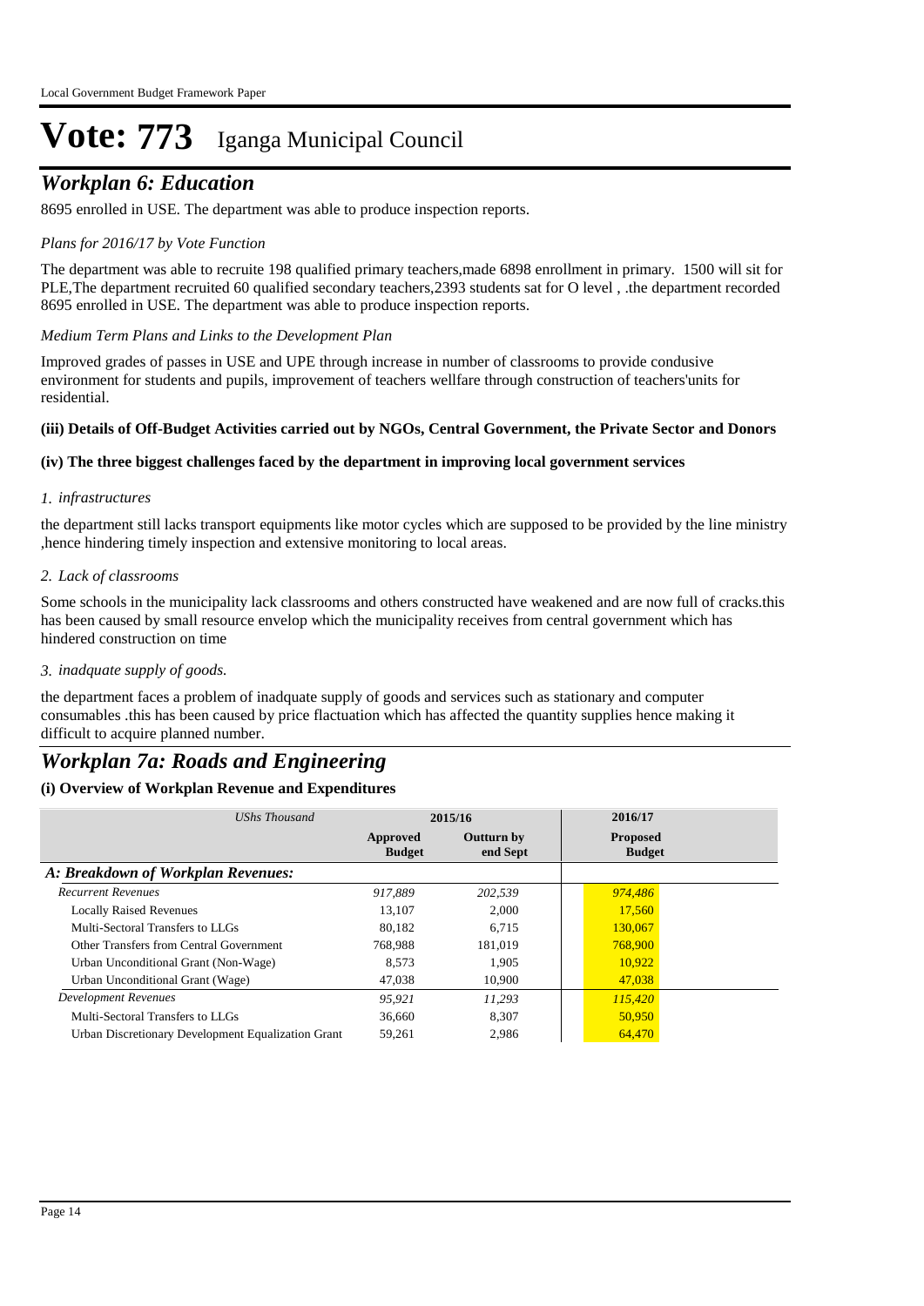# Vote: 773 Iganga Municipal Council

## *Workplan 6: Education*

8695 enrolled in USE. The department was able to produce inspection reports.

*Plans for 2016/17 by Vote Function*

The department was able to recruite 198 qualified primary teachers,made 6898 enrollment in primary. 1500 will sit for PLE,The department recruited 60 qualified secondary teachers,2393 students sat for O level , .the department recorded 8695 enrolled in USE. The department was able to produce inspection reports.

*Medium Term Plans and Links to the Development Plan*

Improved grades of passes in USE and UPE through increase in number of classrooms to provide condusive environment for students and pupils, improvement of teachers wellfare through construction of teachers'units for residential.

**(iii) Details of Off-Budget Activities carried out by NGOs, Central Government, the Private Sector and Donors**

**(iv) The three biggest challenges faced by the department in improving local government services**

*1. infrastructures*

the department still lacks transport equipments like motor cycles which are supposed to be provided by the line ministry ,hence hindering timely inspection and extensive monitoring to local areas.

*2. Lack of classrooms*

Some schools in the municipality lack classrooms and others constructed have weakened and are now full of cracks.this has been caused by small resource envelop which the municipality receives from central government which has hindered construction on time

*3. inadquate supply of goods.*

the department faces a problem of inadquate supply of goods and services such as stationary and computer consumables .this has been caused by price flactuation which has affected the quantity supplies hence making it difficult to acquire planned number.

## *Workplan 7a: Roads and Engineering*

**(i) Overview of Workplan Revenue and Expenditures**

| *UShs Thousand* | 2015/16 | | 2016/17 |
|---|---|---|---|
| | **Approved Budget** | **Outturn by end Sept** | **Proposed Budget** |
| ***A: Breakdown of Workplan Revenues:*** | | | |
| *Recurrent Revenues* | *917,889* | *202,539* | *974,486* |
| Locally Raised Revenues | 13,107 | 2,000 | 17,560 |
| Multi-Sectoral Transfers to LLGs | 80,182 | 6,715 | 130,067 |
| Other Transfers from Central Government | 768,988 | 181,019 | 768,900 |
| Urban Unconditional Grant (Non-Wage) | 8,573 | 1,905 | 10,922 |
| Urban Unconditional Grant (Wage) | 47,038 | 10,900 | 47,038 |
| *Development Revenues* | *95,921* | *11,293* | *115,420* |
| Multi-Sectoral Transfers to LLGs | 36,660 | 8,307 | 50,950 |
| Urban Discretionary Development Equalization Grant | 59,261 | 2,986 | 64,470 |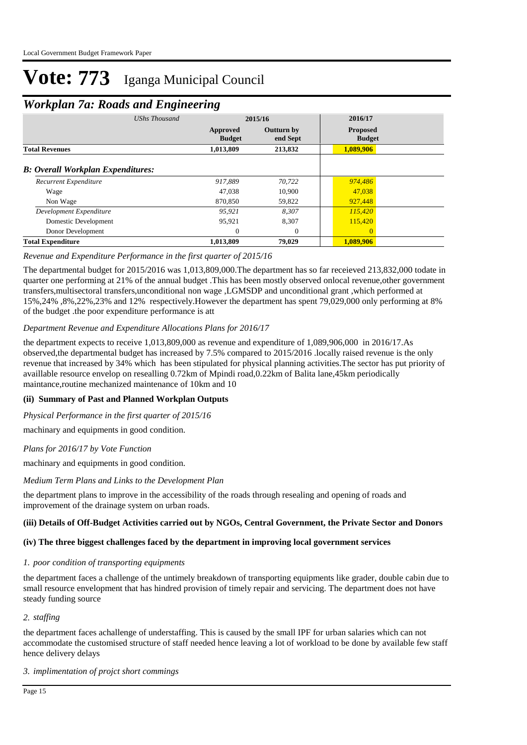# Vote: 773 Iganga Municipal Council

## *Workplan 7a: Roads and Engineering*

| *UShs Thousand* | 2015/16 | | 2016/17 |
|---|---|---|---|
| | **Approved Budget** | **Outturn by end Sept** | **Proposed Budget** |
| **Total Revenues** | **1,013,809** | **213,832** | **1,089,906** |
| ***B: Overall Workplan Expenditures:*** | | | |
| *Recurrent Expenditure* | *917,889* | *70,722* | *974,486* |
| Wage | 47,038 | 10,900 | 47,038 |
| Non Wage | 870,850 | 59,822 | 927,448 |
| *Development Expenditure* | *95,921* | *8,307* | *115,420* |
| Domestic Development | 95,921 | 8,307 | 115,420 |
| Donor Development | 0 | 0 | 0 |
| **Total Expenditure** | **1,013,809** | **79,029** | **1,089,906** |

*Revenue and Expenditure Performance in the first quarter of 2015/16*

The departmental budget for 2015/2016 was 1,013,809,000.The department has so far receieved 213,832,000 todate in quarter one performing at 21% of the annual budget .This has been mostly observed onlocal revenue,other government transfers,multisectoral transfers,unconditional non wage ,LGMSDP and unconditional grant ,which performed at 15%,24% ,8%,22%,23% and 12% respectively.However the department has spent 79,029,000 only performing at 8% of the budget .the poor expenditure performance is att

*Department Revenue and Expenditure Allocations Plans for 2016/17*

the department expects to receive 1,013,809,000 as revenue and expenditure of 1,089,906,000 in 2016/17.As observed,the departmental budget has increased by 7.5% compared to 2015/2016 .locally raised revenue is the only revenue that increased by 34% which has been stipulated for physical planning activities.The sector has put priority of availlable resource envelop on resealling 0.72km of Mpindi road,0.22km of Balita lane,45km periodically maintance,routine mechanized maintenance of 10km and 10

### (ii) Summary of Past and Planned Workplan Outputs

*Physical Performance in the first quarter of 2015/16*

machinary and equipments in good condition.

*Plans for 2016/17 by Vote Function*

machinary and equipments in good condition.

*Medium Term Plans and Links to the Development Plan*

the department plans to improve in the accessibility of the roads through resealing and opening of roads and improvement of the drainage system on urban roads.

### (iii) Details of Off-Budget Activities carried out by NGOs, Central Government, the Private Sector and Donors

### (iv) The three biggest challenges faced by the department in improving local government services

*1. poor condition of transporting equipments*

the department faces a challenge of the untimely breakdown of transporting equipments like grader, double cabin due to small resource envelopment that has hindred provision of timely repair and servicing. The department does not have steady funding source

*2. staffing*

the department faces achallenge of understaffing. This is caused by the small IPF for urban salaries which can not accommodate the customised structure of staff needed hence leaving a lot of workload to be done by available few staff hence delivery delays

*3. implimentation of projct short commings*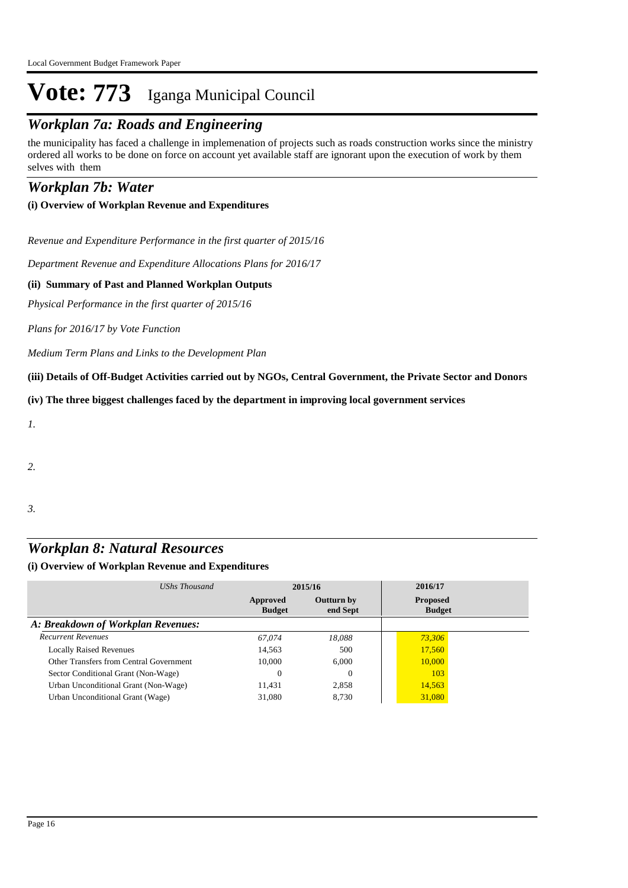# Vote: 773 Iganga Municipal Council

## *Workplan 7a: Roads and Engineering*

the municipality has faced a challenge in implemenation of projects such as roads construction works since the ministry ordered all works to be done on force on account yet available staff are ignorant upon the execution of work by them selves with them

## *Workplan 7b: Water*

**(i) Overview of Workplan Revenue and Expenditures**

*Revenue and Expenditure Performance in the first quarter of 2015/16*

*Department Revenue and Expenditure Allocations Plans for 2016/17*

**(ii) Summary of Past and Planned Workplan Outputs**

*Physical Performance in the first quarter of 2015/16*

*Plans for 2016/17 by Vote Function*

*Medium Term Plans and Links to the Development Plan*

**(iii) Details of Off-Budget Activities carried out by NGOs, Central Government, the Private Sector and Donors**

**(iv) The three biggest challenges faced by the department in improving local government services**

*1.*

*2.*

*3.*

## *Workplan 8: Natural Resources*

**(i) Overview of Workplan Revenue and Expenditures**

| *UShs Thousand* | 2015/16 | | 2016/17 |
|---|---|---|---|
| | **Approved Budget** | **Outturn by end Sept** | **Proposed Budget** |
| ***A: Breakdown of Workplan Revenues:*** | | | |
| *Recurrent Revenues* | *67,074* | *18,088* | *73,306* |
| Locally Raised Revenues | 14,563 | 500 | 17,560 |
| Other Transfers from Central Government | 10,000 | 6,000 | 10,000 |
| Sector Conditional Grant (Non-Wage) | 0 | 0 | 103 |
| Urban Unconditional Grant (Non-Wage) | 11,431 | 2,858 | 14,563 |
| Urban Unconditional Grant (Wage) | 31,080 | 8,730 | 31,080 |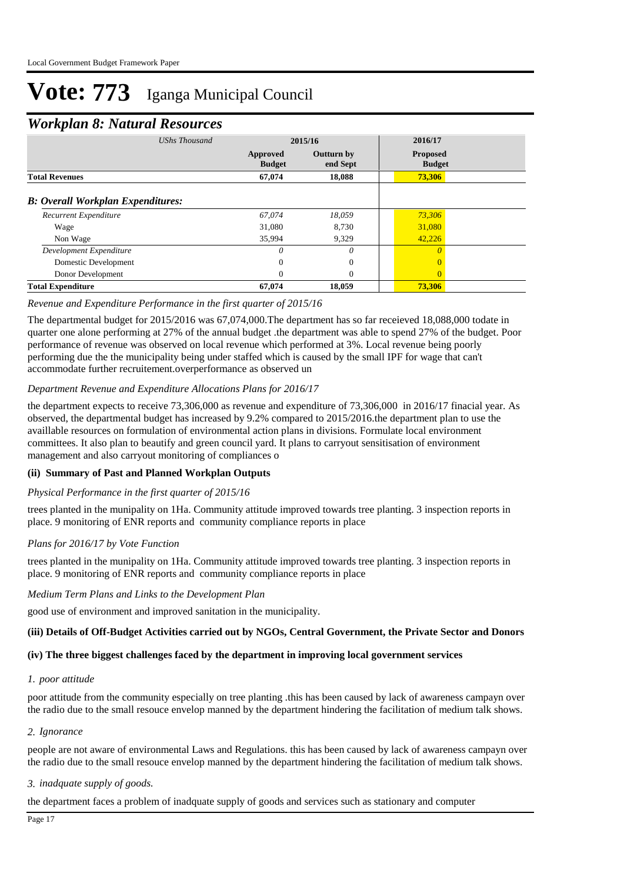# Vote: 773 Iganga Municipal Council

## *Workplan 8: Natural Resources*

| *UShs Thousand* | 2015/16 | | 2016/17 |
|---|---|---|---|
| | **Approved Budget** | **Outturn by end Sept** | **Proposed Budget** |
| **Total Revenues** | **67,074** | **18,088** | **73,306** |
| ***B: Overall Workplan Expenditures:*** | | | |
| *Recurrent Expenditure* | *67,074* | *18,059* | *73,306* |
| Wage | 31,080 | 8,730 | 31,080 |
| Non Wage | 35,994 | 9,329 | 42,226 |
| *Development Expenditure* | *0* | *0* | *0* |
| Domestic Development | 0 | 0 | 0 |
| Donor Development | 0 | 0 | 0 |
| **Total Expenditure** | **67,074** | **18,059** | **73,306** |

*Revenue and Expenditure Performance in the first quarter of 2015/16*

The departmental budget for 2015/2016 was 67,074,000.The department has so far receieved 18,088,000 todate in quarter one alone performing at 27% of the annual budget .the department was able to spend 27% of the budget. Poor performance of revenue was observed on local revenue which performed at 3%. Local revenue being poorly performing due the the municipality being under staffed which is caused by the small IPF for wage that can't accommodate further recruitement.overperformance as observed un

*Department Revenue and Expenditure Allocations Plans for 2016/17*

the department expects to receive 73,306,000 as revenue and expenditure of 73,306,000 in 2016/17 finacial year. As observed, the departmental budget has increased by 9.2% compared to 2015/2016.the department plan to use the availlable resources on formulation of environmental action plans in divisions. Formulate local environment committees. It also plan to beautify and green council yard. It plans to carryout sensitisation of environment management and also carryout monitoring of compliances o

**(ii) Summary of Past and Planned Workplan Outputs**

*Physical Performance in the first quarter of 2015/16*

trees planted in the munipality on 1Ha. Community attitude improved towards tree planting. 3 inspection reports in place. 9 monitoring of ENR reports and community compliance reports in place

*Plans for 2016/17 by Vote Function*

trees planted in the munipality on 1Ha. Community attitude improved towards tree planting. 3 inspection reports in place. 9 monitoring of ENR reports and community compliance reports in place

*Medium Term Plans and Links to the Development Plan*

good use of environment and improved sanitation in the municipality.

**(iii) Details of Off-Budget Activities carried out by NGOs, Central Government, the Private Sector and Donors**

**(iv) The three biggest challenges faced by the department in improving local government services**

*1. poor attitude*

poor attitude from the community especially on tree planting .this has been caused by lack of awareness campayn over the radio due to the small resouce envelop manned by the department hindering the facilitation of medium talk shows.

*2. Ignorance*

people are not aware of environmental Laws and Regulations. this has been caused by lack of awareness campayn over the radio due to the small resouce envelop manned by the department hindering the facilitation of medium talk shows.

*3. inadquate supply of goods.*

the department faces a problem of inadquate supply of goods and services such as stationary and computer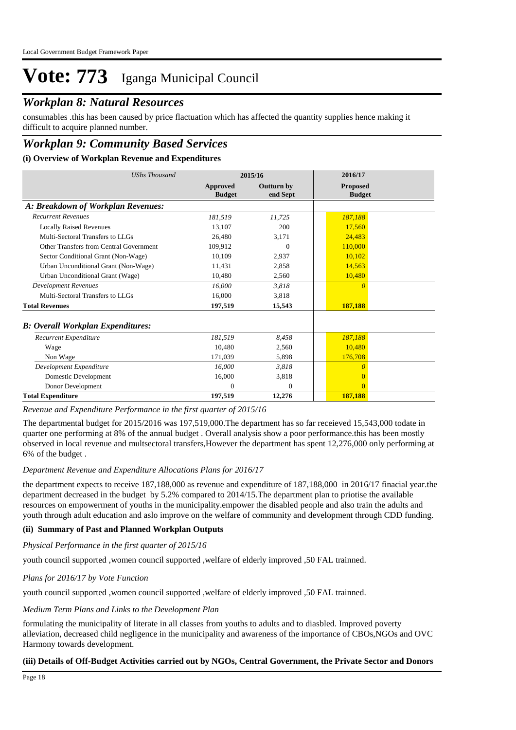# Vote: 773 Iganga Municipal Council

## *Workplan 8: Natural Resources*

consumables .this has been caused by price flactuation which has affected the quantity supplies hence making it difficult to acquire planned number.

## *Workplan 9: Community Based Services*

### (i) Overview of Workplan Revenue and Expenditures

| *UShs Thousand* | 2015/16 | | 2016/17 |
|---|---|---|---|
| | **Approved Budget** | **Outturn by end Sept** | **Proposed Budget** |
| ***A: Breakdown of Workplan Revenues:*** | | | |
| *Recurrent Revenues* | *181,519* | *11,725* | *187,188* |
| Locally Raised Revenues | 13,107 | 200 | 17,560 |
| Multi-Sectoral Transfers to LLGs | 26,480 | 3,171 | 24,483 |
| Other Transfers from Central Government | 109,912 | 0 | 110,000 |
| Sector Conditional Grant (Non-Wage) | 10,109 | 2,937 | 10,102 |
| Urban Unconditional Grant (Non-Wage) | 11,431 | 2,858 | 14,563 |
| Urban Unconditional Grant (Wage) | 10,480 | 2,560 | 10,480 |
| *Development Revenues* | *16,000* | *3,818* | *0* |
| Multi-Sectoral Transfers to LLGs | 16,000 | 3,818 | |
| **Total Revenues** | **197,519** | **15,543** | **187,188** |
| ***B: Overall Workplan Expenditures:*** | | | |
| *Recurrent Expenditure* | *181,519* | *8,458* | *187,188* |
| Wage | 10,480 | 2,560 | 10,480 |
| Non Wage | 171,039 | 5,898 | 176,708 |
| *Development Expenditure* | *16,000* | *3,818* | *0* |
| Domestic Development | 16,000 | 3,818 | 0 |
| Donor Development | 0 | 0 | 0 |
| **Total Expenditure** | **197,519** | **12,276** | **187,188** |

*Revenue and Expenditure Performance in the first quarter of 2015/16*

The departmental budget for 2015/2016 was 197,519,000.The department has so far receieved 15,543,000 todate in quarter one performing at 8% of the annual budget . Overall analysis show a poor performance.this has been mostly observed in local revenue and multsectoral transfers,However the department has spent 12,276,000 only performing at 6% of the budget .

*Department Revenue and Expenditure Allocations Plans for 2016/17*

the department expects to receive 187,188,000 as revenue and expenditure of 187,188,000 in 2016/17 finacial year.the department decreased in the budget by 5.2% compared to 2014/15.The department plan to priotise the available resources on empowerment of youths in the municipality.empower the disabled people and also train the adults and youth through adult education and aslo improve on the welfare of community and development through CDD funding.

### (ii) Summary of Past and Planned Workplan Outputs

*Physical Performance in the first quarter of 2015/16*

youth council supported ,women council supported ,welfare of elderly improved ,50 FAL trainned.

*Plans for 2016/17 by Vote Function*

youth council supported ,women council supported ,welfare of elderly improved ,50 FAL trainned.

*Medium Term Plans and Links to the Development Plan*

formulating the municipality of literate in all classes from youths to adults and to diasbled. Improved poverty alleviation, decreased child negligence in the municipality and awareness of the importance of CBOs,NGOs and OVC Harmony towards development.

### (iii) Details of Off-Budget Activities carried out by NGOs, Central Government, the Private Sector and Donors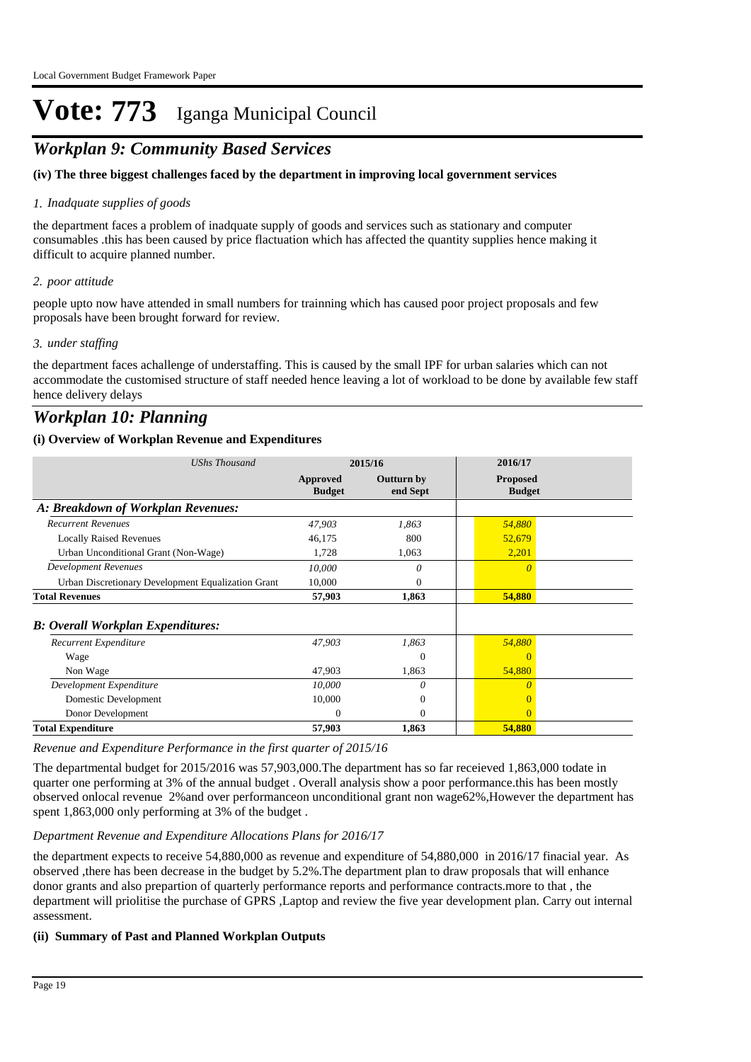# Vote: 773 Iganga Municipal Council

## *Workplan 9: Community Based Services*

**(iv) The three biggest challenges faced by the department in improving local government services**

*1. Inadquate supplies of goods*

the department faces a problem of inadquate supply of goods and services such as stationary and computer consumables .this has been caused by price flactuation which has affected the quantity supplies hence making it difficult to acquire planned number.

*2. poor attitude*

people upto now have attended in small numbers for trainning which has caused poor project proposals and few proposals have been brought forward for review.

*3. under staffing*

the department faces achallenge of understaffing. This is caused by the small IPF for urban salaries which can not accommodate the customised structure of staff needed hence leaving a lot of workload to be done by available few staff hence delivery delays

## *Workplan 10: Planning*

**(i) Overview of Workplan Revenue and Expenditures**

| *UShs Thousand* | 2015/16 | | 2016/17 |
|---|---|---|---|
| | **Approved Budget** | **Outturn by end Sept** | **Proposed Budget** |
| ***A: Breakdown of Workplan Revenues:*** | | | |
| *Recurrent Revenues* | *47,903* | *1,863* | *54,880* |
| Locally Raised Revenues | 46,175 | 800 | 52,679 |
| Urban Unconditional Grant (Non-Wage) | 1,728 | 1,063 | 2,201 |
| *Development Revenues* | *10,000* | *0* | *0* |
| Urban Discretionary Development Equalization Grant | 10,000 | 0 | |
| **Total Revenues** | **57,903** | **1,863** | **54,880** |
| ***B: Overall Workplan Expenditures:*** | | | |
| *Recurrent Expenditure* | *47,903* | *1,863* | *54,880* |
| Wage | | 0 | 0 |
| Non Wage | 47,903 | 1,863 | 54,880 |
| *Development Expenditure* | *10,000* | *0* | *0* |
| Domestic Development | 10,000 | 0 | 0 |
| Donor Development | 0 | 0 | 0 |
| **Total Expenditure** | **57,903** | **1,863** | **54,880** |

*Revenue and Expenditure Performance in the first quarter of 2015/16*

The departmental budget for 2015/2016 was 57,903,000.The department has so far receieved 1,863,000 todate in quarter one performing at 3% of the annual budget . Overall analysis show a poor performance.this has been mostly observed onlocal revenue 2%and over performanceon unconditional grant non wage62%,However the department has spent 1,863,000 only performing at 3% of the budget .

*Department Revenue and Expenditure Allocations Plans for 2016/17*

the department expects to receive 54,880,000 as revenue and expenditure of 54,880,000 in 2016/17 finacial year. As observed ,there has been decrease in the budget by 5.2%.The department plan to draw proposals that will enhance donor grants and also prepartion of quarterly performance reports and performance contracts.more to that , the department will priolitise the purchase of GPRS ,Laptop and review the five year development plan. Carry out internal assessment.

**(ii) Summary of Past and Planned Workplan Outputs**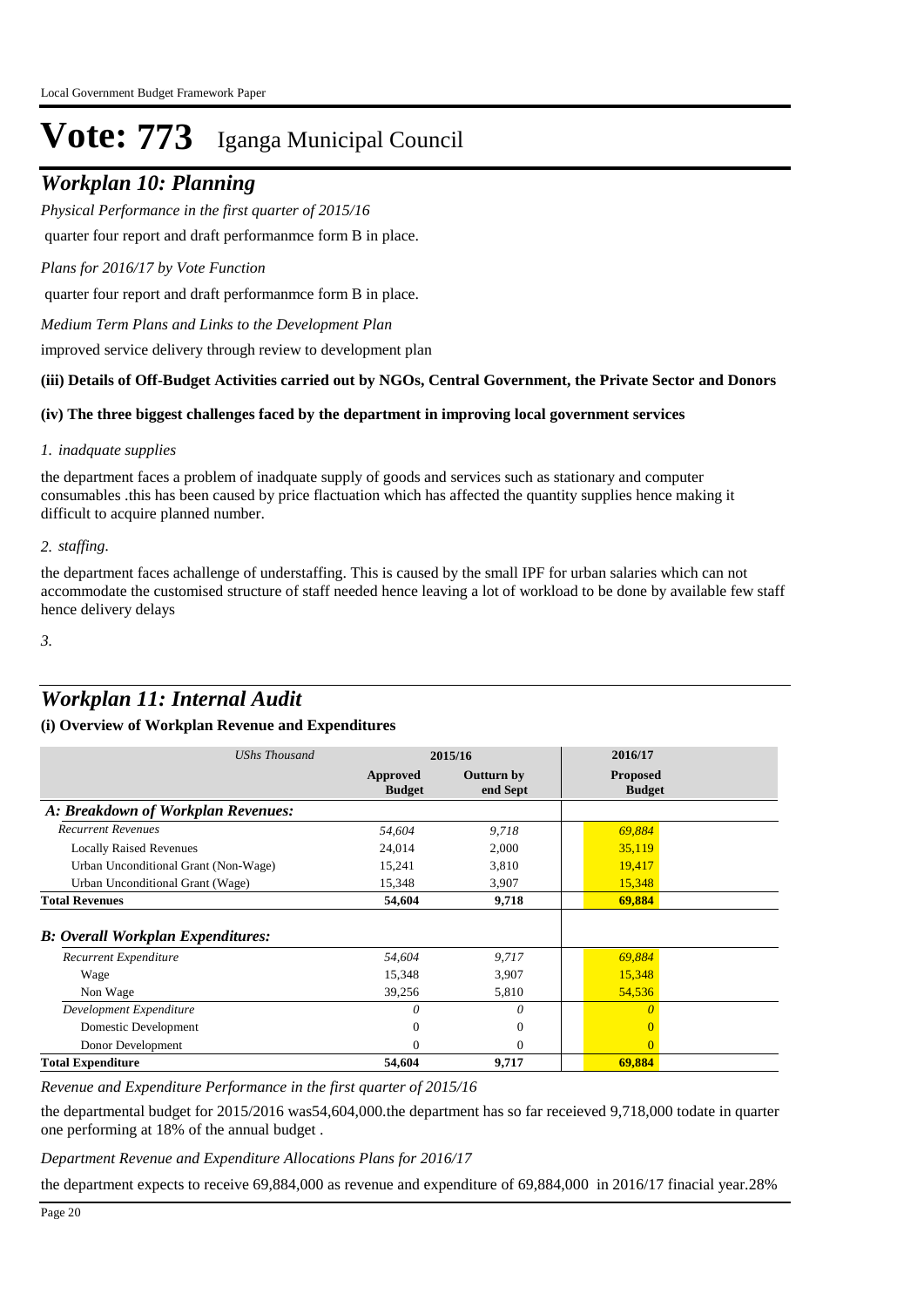# Vote: 773 Iganga Municipal Council

## *Workplan 10: Planning*

*Physical Performance in the first quarter of 2015/16*

quarter four report and draft performanmce form B in place.

*Plans for 2016/17 by Vote Function*

quarter four report and draft performanmce form B in place.

*Medium Term Plans and Links to the Development Plan*

improved service delivery through review to development plan

**(iii) Details of Off-Budget Activities carried out by NGOs, Central Government, the Private Sector and Donors**

**(iv) The three biggest challenges faced by the department in improving local government services**

*1. inadquate supplies*

the department faces a problem of inadquate supply of goods and services such as stationary and computer consumables .this has been caused by price flactuation which has affected the quantity supplies hence making it difficult to acquire planned number.

*2. staffing.*

the department faces achallenge of understaffing. This is caused by the small IPF for urban salaries which can not accommodate the customised structure of staff needed hence leaving a lot of workload to be done by available few staff hence delivery delays

*3.*

## *Workplan 11: Internal Audit*

**(i) Overview of Workplan Revenue and Expenditures**

| *UShs Thousand* | 2015/16 | | 2016/17 |
|---|---|---|---|
| | **Approved Budget** | **Outturn by end Sept** | **Proposed Budget** |
| ***A: Breakdown of Workplan Revenues:*** | | | |
| *Recurrent Revenues* | *54,604* | *9,718* | *69,884* |
| Locally Raised Revenues | 24,014 | 2,000 | 35,119 |
| Urban Unconditional Grant (Non-Wage) | 15,241 | 3,810 | 19,417 |
| Urban Unconditional Grant (Wage) | 15,348 | 3,907 | 15,348 |
| **Total Revenues** | **54,604** | **9,718** | **69,884** |
| ***B: Overall Workplan Expenditures:*** | | | |
| *Recurrent Expenditure* | *54,604* | *9,717* | *69,884* |
| Wage | 15,348 | 3,907 | 15,348 |
| Non Wage | 39,256 | 5,810 | 54,536 |
| *Development Expenditure* | *0* | *0* | *0* |
| Domestic Development | 0 | 0 | 0 |
| Donor Development | 0 | 0 | 0 |
| **Total Expenditure** | **54,604** | **9,717** | **69,884** |

*Revenue and Expenditure Performance in the first quarter of 2015/16*

the departmental budget for 2015/2016 was54,604,000.the department has so far receieved 9,718,000 todate in quarter one performing at 18% of the annual budget .

*Department Revenue and Expenditure Allocations Plans for 2016/17*

the department expects to receive 69,884,000 as revenue and expenditure of 69,884,000 in 2016/17 finacial year.28%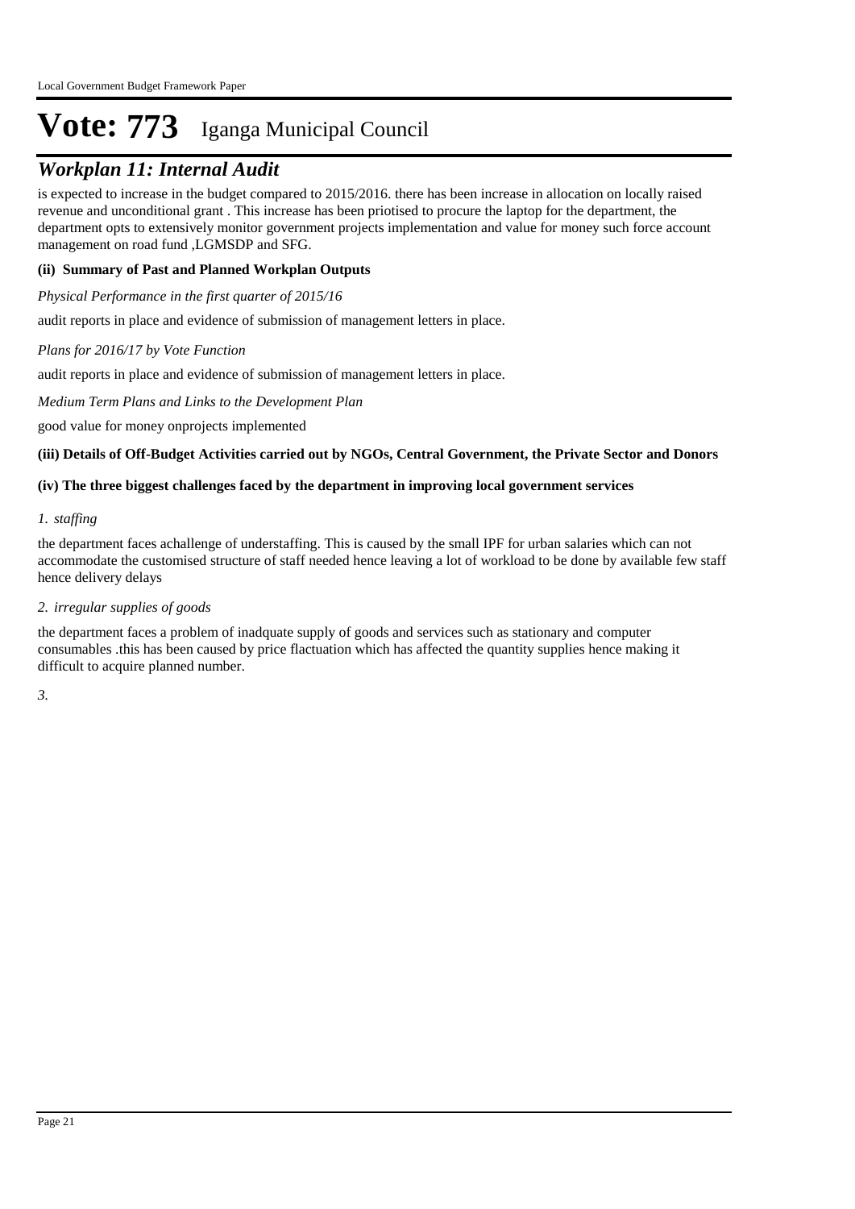# Vote: 773 Iganga Municipal Council

## *Workplan 11: Internal Audit*

is expected to increase in the budget compared to 2015/2016. there has been increase in allocation on locally raised revenue and unconditional grant . This increase has been priotised to procure the laptop for the department, the department opts to extensively monitor government projects implementation and value for money such force account management on road fund ,LGMSDP and SFG.

**(ii) Summary of Past and Planned Workplan Outputs**

*Physical Performance in the first quarter of 2015/16*

audit reports in place and evidence of submission of management letters in place.

*Plans for 2016/17 by Vote Function*

audit reports in place and evidence of submission of management letters in place.

*Medium Term Plans and Links to the Development Plan*

good value for money onprojects implemented

**(iii) Details of Off-Budget Activities carried out by NGOs, Central Government, the Private Sector and Donors**

**(iv) The three biggest challenges faced by the department in improving local government services**

*1. staffing*

the department faces achallenge of understaffing. This is caused by the small IPF for urban salaries which can not accommodate the customised structure of staff needed hence leaving a lot of workload to be done by available few staff hence delivery delays

*2. irregular supplies of goods*

the department faces a problem of inadquate supply of goods and services such as stationary and computer consumables .this has been caused by price flactuation which has affected the quantity supplies hence making it difficult to acquire planned number.

*3.*